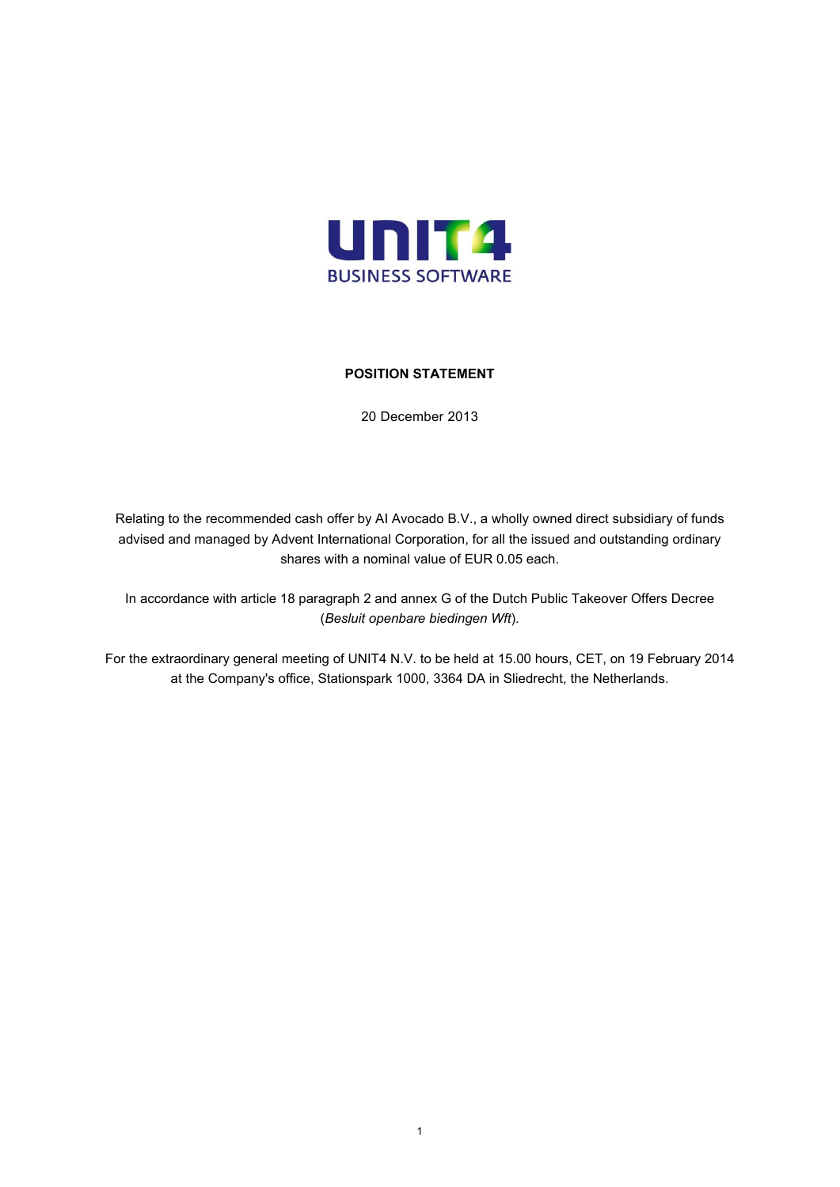UNIT4

BUSINESS SOFTWARE

# POSITION STATEMENT

20 December 2013

Relating to the recommended cash offer by AI Avocado B.V., a wholly owned direct subsidiary of funds advised and managed by Advent International Corporation, for all the issued and outstanding ordinary shares with a nominal value of EUR 0.05 each.

In accordance with article 18 paragraph 2 and annex G of the Dutch Public Takeover Offers Decree (*Besluit openbare biedingen Wft*).

For the extraordinary general meeting of UNIT4 N.V. to be held at 15.00 hours, CET, on 19 February 2014 at the Company's office, Stationspark 1000, 3364 DA in Sliedrecht, the Netherlands.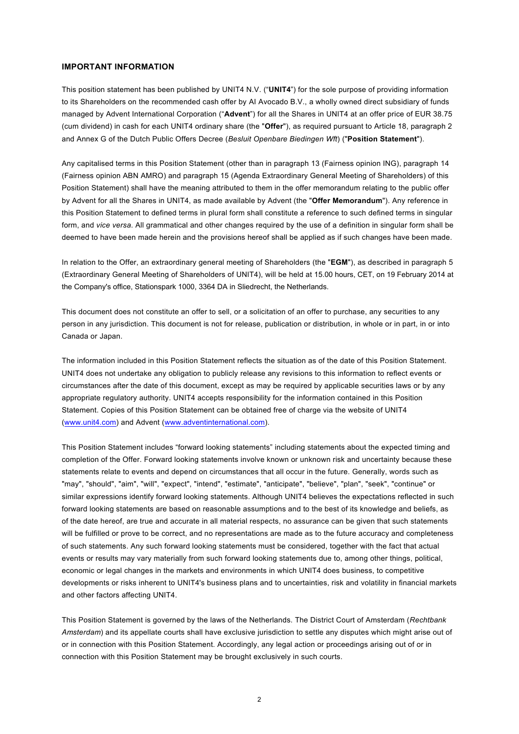## IMPORTANT INFORMATION

This position statement has been published by UNIT4 N.V. ("**UNIT4**") for the sole purpose of providing information to its Shareholders on the recommended cash offer by AI Avocado B.V., a wholly owned direct subsidiary of funds managed by Advent International Corporation ("**Advent**") for all the Shares in UNIT4 at an offer price of EUR 38.75 (cum dividend) in cash for each UNIT4 ordinary share (the "**Offer**"), as required pursuant to Article 18, paragraph 2 and Annex G of the Dutch Public Offers Decree (*Besluit Openbare Biedingen Wft*) ("**Position Statement**").

Any capitalised terms in this Position Statement (other than in paragraph 13 (Fairness opinion ING), paragraph 14 (Fairness opinion ABN AMRO) and paragraph 15 (Agenda Extraordinary General Meeting of Shareholders) of this Position Statement) shall have the meaning attributed to them in the offer memorandum relating to the public offer by Advent for all the Shares in UNIT4, as made available by Advent (the "**Offer Memorandum**"). Any reference in this Position Statement to defined terms in plural form shall constitute a reference to such defined terms in singular form, and *vice versa*. All grammatical and other changes required by the use of a definition in singular form shall be deemed to have been made herein and the provisions hereof shall be applied as if such changes have been made.

In relation to the Offer, an extraordinary general meeting of Shareholders (the "**EGM**"), as described in paragraph 5 (Extraordinary General Meeting of Shareholders of UNIT4), will be held at 15.00 hours, CET, on 19 February 2014 at the Company's office, Stationspark 1000, 3364 DA in Sliedrecht, the Netherlands.

This document does not constitute an offer to sell, or a solicitation of an offer to purchase, any securities to any person in any jurisdiction. This document is not for release, publication or distribution, in whole or in part, in or into Canada or Japan.

The information included in this Position Statement reflects the situation as of the date of this Position Statement. UNIT4 does not undertake any obligation to publicly release any revisions to this information to reflect events or circumstances after the date of this document, except as may be required by applicable securities laws or by any appropriate regulatory authority. UNIT4 accepts responsibility for the information contained in this Position Statement. Copies of this Position Statement can be obtained free of charge via the website of UNIT4 (www.unit4.com) and Advent (www.adventinternational.com).

This Position Statement includes "forward looking statements" including statements about the expected timing and completion of the Offer. Forward looking statements involve known or unknown risk and uncertainty because these statements relate to events and depend on circumstances that all occur in the future. Generally, words such as "may", "should", "aim", "will", "expect", "intend", "estimate", "anticipate", "believe", "plan", "seek", "continue" or similar expressions identify forward looking statements. Although UNIT4 believes the expectations reflected in such forward looking statements are based on reasonable assumptions and to the best of its knowledge and beliefs, as of the date hereof, are true and accurate in all material respects, no assurance can be given that such statements will be fulfilled or prove to be correct, and no representations are made as to the future accuracy and completeness of such statements. Any such forward looking statements must be considered, together with the fact that actual events or results may vary materially from such forward looking statements due to, among other things, political, economic or legal changes in the markets and environments in which UNIT4 does business, to competitive developments or risks inherent to UNIT4's business plans and to uncertainties, risk and volatility in financial markets and other factors affecting UNIT4.

This Position Statement is governed by the laws of the Netherlands. The District Court of Amsterdam (*Rechtbank Amsterdam*) and its appellate courts shall have exclusive jurisdiction to settle any disputes which might arise out of or in connection with this Position Statement. Accordingly, any legal action or proceedings arising out of or in connection with this Position Statement may be brought exclusively in such courts.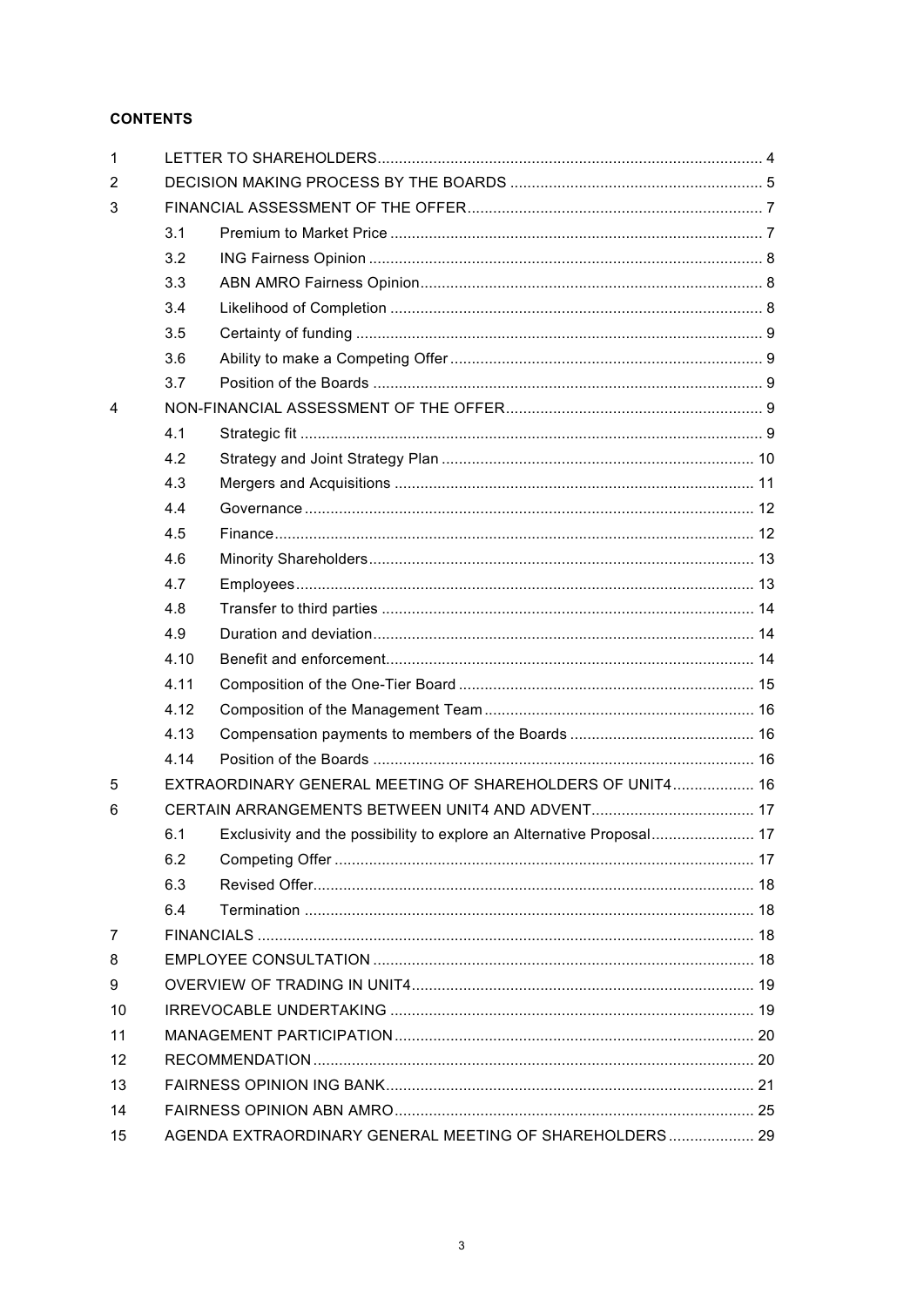**CONTENTS**

| | | | |
|---|---|---|---|
| 1 | LETTER TO SHAREHOLDERS | | 4 |
| 2 | DECISION MAKING PROCESS BY THE BOARDS | | 5 |
| 3 | FINANCIAL ASSESSMENT OF THE OFFER | | 7 |
| | 3.1 | Premium to Market Price | 7 |
| | 3.2 | ING Fairness Opinion | 8 |
| | 3.3 | ABN AMRO Fairness Opinion | 8 |
| | 3.4 | Likelihood of Completion | 8 |
| | 3.5 | Certainty of funding | 9 |
| | 3.6 | Ability to make a Competing Offer | 9 |
| | 3.7 | Position of the Boards | 9 |
| 4 | NON-FINANCIAL ASSESSMENT OF THE OFFER | | 9 |
| | 4.1 | Strategic fit | 9 |
| | 4.2 | Strategy and Joint Strategy Plan | 10 |
| | 4.3 | Mergers and Acquisitions | 11 |
| | 4.4 | Governance | 12 |
| | 4.5 | Finance | 12 |
| | 4.6 | Minority Shareholders | 13 |
| | 4.7 | Employees | 13 |
| | 4.8 | Transfer to third parties | 14 |
| | 4.9 | Duration and deviation | 14 |
| | 4.10 | Benefit and enforcement | 14 |
| | 4.11 | Composition of the One-Tier Board | 15 |
| | 4.12 | Composition of the Management Team | 16 |
| | 4.13 | Compensation payments to members of the Boards | 16 |
| | 4.14 | Position of the Boards | 16 |
| 5 | EXTRAORDINARY GENERAL MEETING OF SHAREHOLDERS OF UNIT4 | | 16 |
| 6 | CERTAIN ARRANGEMENTS BETWEEN UNIT4 AND ADVENT | | 17 |
| | 6.1 | Exclusivity and the possibility to explore an Alternative Proposal | 17 |
| | 6.2 | Competing Offer | 17 |
| | 6.3 | Revised Offer | 18 |
| | 6.4 | Termination | 18 |
| 7 | FINANCIALS | | 18 |
| 8 | EMPLOYEE CONSULTATION | | 18 |
| 9 | OVERVIEW OF TRADING IN UNIT4 | | 19 |
| 10 | IRREVOCABLE UNDERTAKING | | 19 |
| 11 | MANAGEMENT PARTICIPATION | | 20 |
| 12 | RECOMMENDATION | | 20 |
| 13 | FAIRNESS OPINION ING BANK | | 21 |
| 14 | FAIRNESS OPINION ABN AMRO | | 25 |
| 15 | AGENDA EXTRAORDINARY GENERAL MEETING OF SHAREHOLDERS | | 29 |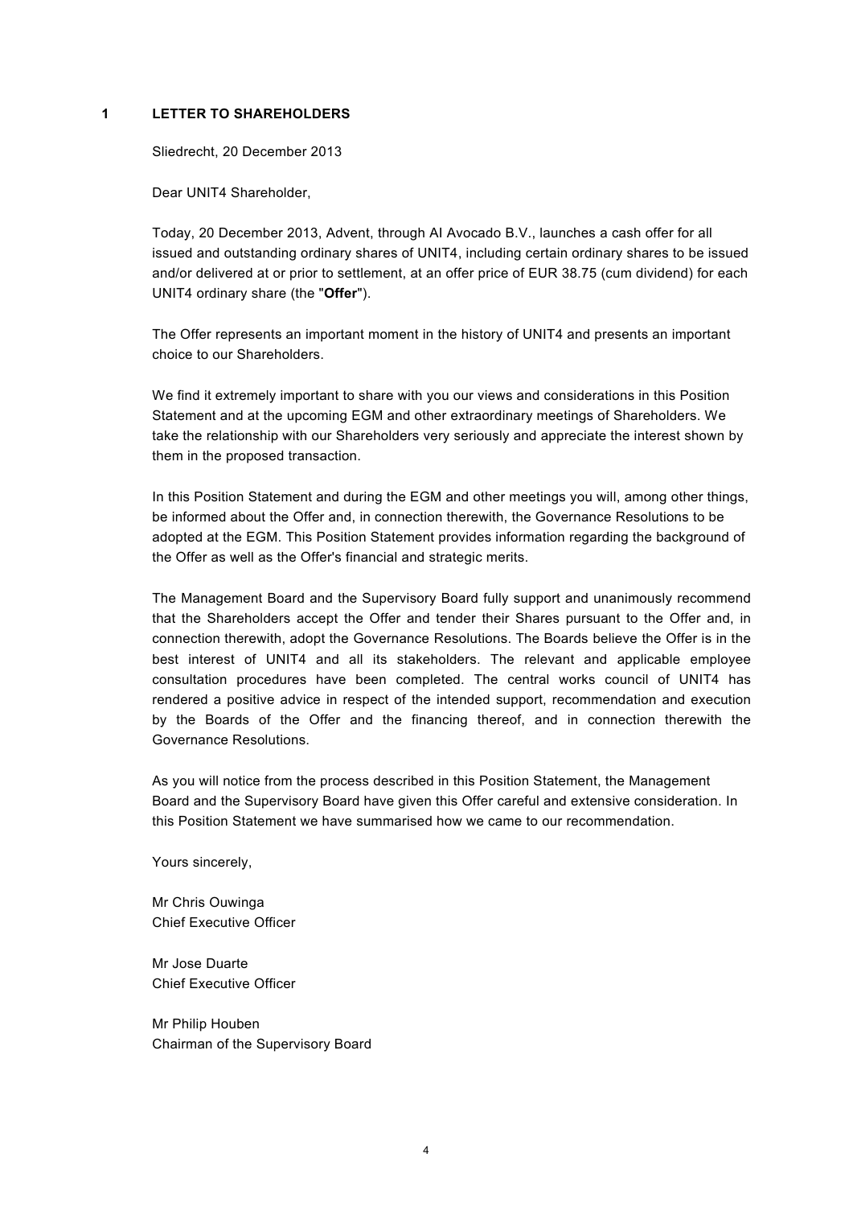## 1 LETTER TO SHAREHOLDERS

Sliedrecht, 20 December 2013

Dear UNIT4 Shareholder,

Today, 20 December 2013, Advent, through AI Avocado B.V., launches a cash offer for all issued and outstanding ordinary shares of UNIT4, including certain ordinary shares to be issued and/or delivered at or prior to settlement, at an offer price of EUR 38.75 (cum dividend) for each UNIT4 ordinary share (the "**Offer**").

The Offer represents an important moment in the history of UNIT4 and presents an important choice to our Shareholders.

We find it extremely important to share with you our views and considerations in this Position Statement and at the upcoming EGM and other extraordinary meetings of Shareholders. We take the relationship with our Shareholders very seriously and appreciate the interest shown by them in the proposed transaction.

In this Position Statement and during the EGM and other meetings you will, among other things, be informed about the Offer and, in connection therewith, the Governance Resolutions to be adopted at the EGM. This Position Statement provides information regarding the background of the Offer as well as the Offer's financial and strategic merits.

The Management Board and the Supervisory Board fully support and unanimously recommend that the Shareholders accept the Offer and tender their Shares pursuant to the Offer and, in connection therewith, adopt the Governance Resolutions. The Boards believe the Offer is in the best interest of UNIT4 and all its stakeholders. The relevant and applicable employee consultation procedures have been completed. The central works council of UNIT4 has rendered a positive advice in respect of the intended support, recommendation and execution by the Boards of the Offer and the financing thereof, and in connection therewith the Governance Resolutions.

As you will notice from the process described in this Position Statement, the Management Board and the Supervisory Board have given this Offer careful and extensive consideration. In this Position Statement we have summarised how we came to our recommendation.

Yours sincerely,

Mr Chris Ouwinga  
Chief Executive Officer

Mr Jose Duarte  
Chief Executive Officer

Mr Philip Houben  
Chairman of the Supervisory Board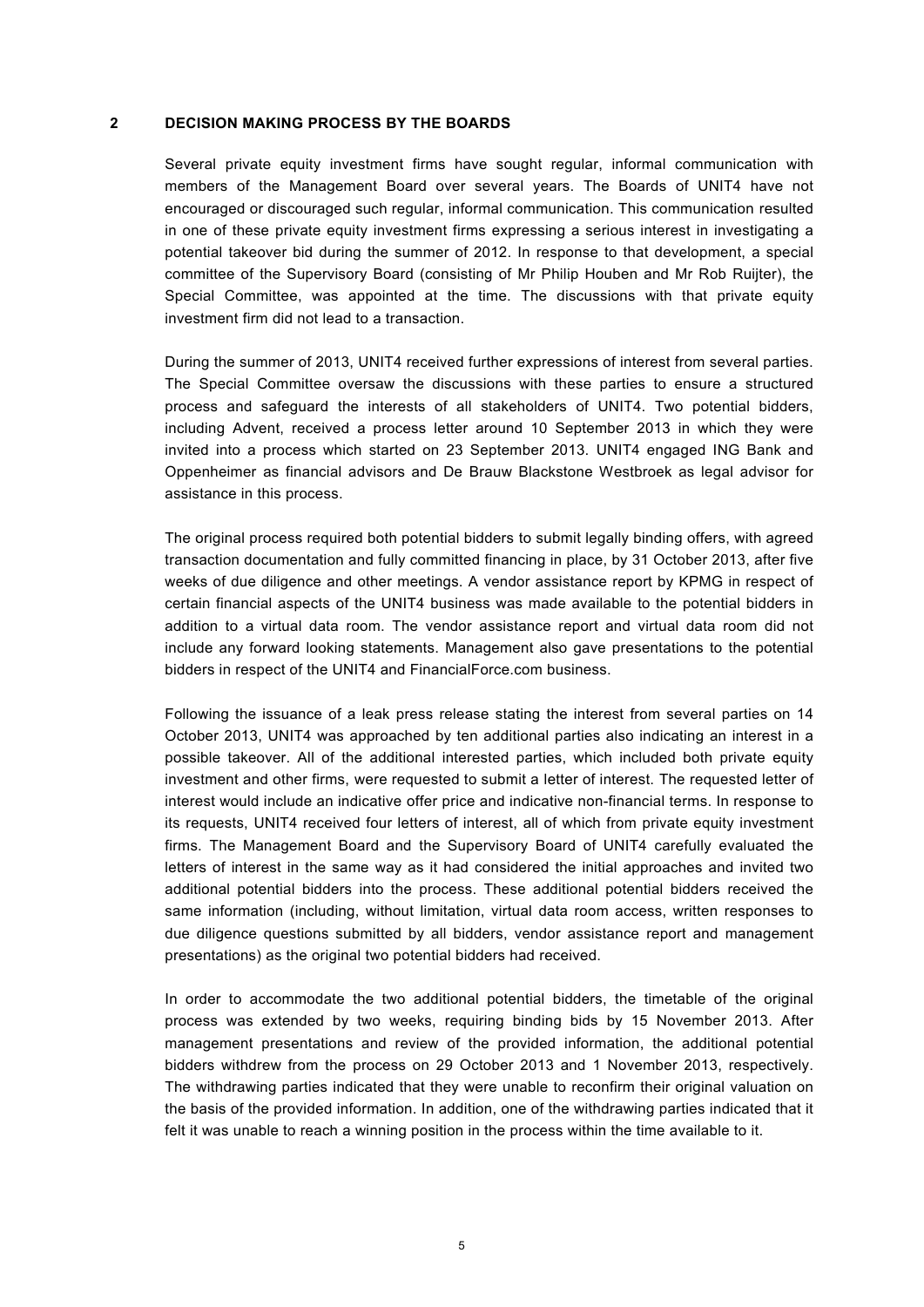## 2 DECISION MAKING PROCESS BY THE BOARDS

Several private equity investment firms have sought regular, informal communication with members of the Management Board over several years. The Boards of UNIT4 have not encouraged or discouraged such regular, informal communication. This communication resulted in one of these private equity investment firms expressing a serious interest in investigating a potential takeover bid during the summer of 2012. In response to that development, a special committee of the Supervisory Board (consisting of Mr Philip Houben and Mr Rob Ruijter), the Special Committee, was appointed at the time. The discussions with that private equity investment firm did not lead to a transaction.

During the summer of 2013, UNIT4 received further expressions of interest from several parties. The Special Committee oversaw the discussions with these parties to ensure a structured process and safeguard the interests of all stakeholders of UNIT4. Two potential bidders, including Advent, received a process letter around 10 September 2013 in which they were invited into a process which started on 23 September 2013. UNIT4 engaged ING Bank and Oppenheimer as financial advisors and De Brauw Blackstone Westbroek as legal advisor for assistance in this process.

The original process required both potential bidders to submit legally binding offers, with agreed transaction documentation and fully committed financing in place, by 31 October 2013, after five weeks of due diligence and other meetings. A vendor assistance report by KPMG in respect of certain financial aspects of the UNIT4 business was made available to the potential bidders in addition to a virtual data room. The vendor assistance report and virtual data room did not include any forward looking statements. Management also gave presentations to the potential bidders in respect of the UNIT4 and FinancialForce.com business.

Following the issuance of a leak press release stating the interest from several parties on 14 October 2013, UNIT4 was approached by ten additional parties also indicating an interest in a possible takeover. All of the additional interested parties, which included both private equity investment and other firms, were requested to submit a letter of interest. The requested letter of interest would include an indicative offer price and indicative non-financial terms. In response to its requests, UNIT4 received four letters of interest, all of which from private equity investment firms. The Management Board and the Supervisory Board of UNIT4 carefully evaluated the letters of interest in the same way as it had considered the initial approaches and invited two additional potential bidders into the process. These additional potential bidders received the same information (including, without limitation, virtual data room access, written responses to due diligence questions submitted by all bidders, vendor assistance report and management presentations) as the original two potential bidders had received.

In order to accommodate the two additional potential bidders, the timetable of the original process was extended by two weeks, requiring binding bids by 15 November 2013. After management presentations and review of the provided information, the additional potential bidders withdrew from the process on 29 October 2013 and 1 November 2013, respectively. The withdrawing parties indicated that they were unable to reconfirm their original valuation on the basis of the provided information. In addition, one of the withdrawing parties indicated that it felt it was unable to reach a winning position in the process within the time available to it.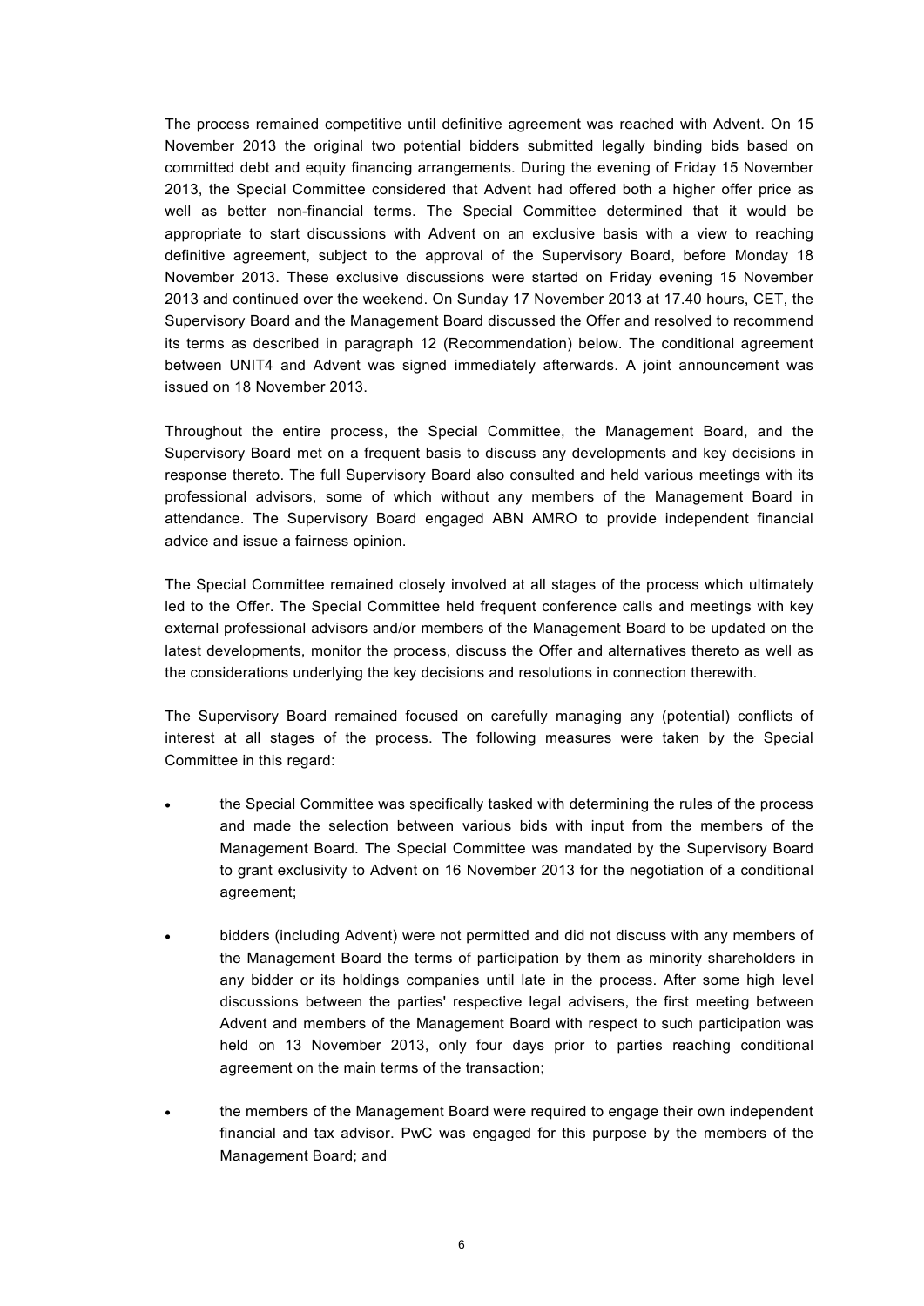The process remained competitive until definitive agreement was reached with Advent. On 15 November 2013 the original two potential bidders submitted legally binding bids based on committed debt and equity financing arrangements. During the evening of Friday 15 November 2013, the Special Committee considered that Advent had offered both a higher offer price as well as better non-financial terms. The Special Committee determined that it would be appropriate to start discussions with Advent on an exclusive basis with a view to reaching definitive agreement, subject to the approval of the Supervisory Board, before Monday 18 November 2013. These exclusive discussions were started on Friday evening 15 November 2013 and continued over the weekend. On Sunday 17 November 2013 at 17.40 hours, CET, the Supervisory Board and the Management Board discussed the Offer and resolved to recommend its terms as described in paragraph 12 (Recommendation) below. The conditional agreement between UNIT4 and Advent was signed immediately afterwards. A joint announcement was issued on 18 November 2013.

Throughout the entire process, the Special Committee, the Management Board, and the Supervisory Board met on a frequent basis to discuss any developments and key decisions in response thereto. The full Supervisory Board also consulted and held various meetings with its professional advisors, some of which without any members of the Management Board in attendance. The Supervisory Board engaged ABN AMRO to provide independent financial advice and issue a fairness opinion.

The Special Committee remained closely involved at all stages of the process which ultimately led to the Offer. The Special Committee held frequent conference calls and meetings with key external professional advisors and/or members of the Management Board to be updated on the latest developments, monitor the process, discuss the Offer and alternatives thereto as well as the considerations underlying the key decisions and resolutions in connection therewith.

The Supervisory Board remained focused on carefully managing any (potential) conflicts of interest at all stages of the process. The following measures were taken by the Special Committee in this regard:

- the Special Committee was specifically tasked with determining the rules of the process and made the selection between various bids with input from the members of the Management Board. The Special Committee was mandated by the Supervisory Board to grant exclusivity to Advent on 16 November 2013 for the negotiation of a conditional agreement;
- bidders (including Advent) were not permitted and did not discuss with any members of the Management Board the terms of participation by them as minority shareholders in any bidder or its holdings companies until late in the process. After some high level discussions between the parties' respective legal advisers, the first meeting between Advent and members of the Management Board with respect to such participation was held on 13 November 2013, only four days prior to parties reaching conditional agreement on the main terms of the transaction;
- the members of the Management Board were required to engage their own independent financial and tax advisor. PwC was engaged for this purpose by the members of the Management Board; and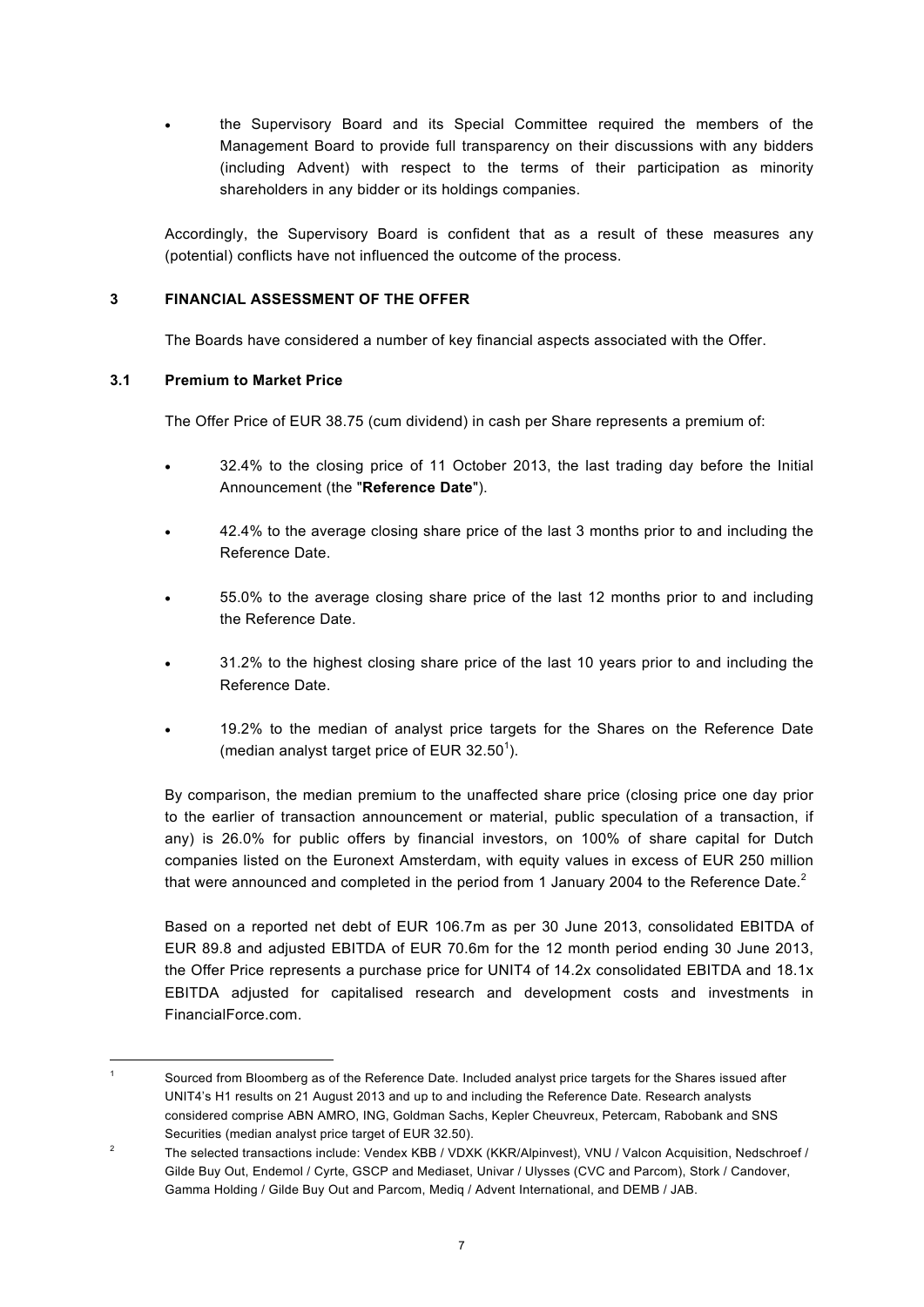- the Supervisory Board and its Special Committee required the members of the Management Board to provide full transparency on their discussions with any bidders (including Advent) with respect to the terms of their participation as minority shareholders in any bidder or its holdings companies.

Accordingly, the Supervisory Board is confident that as a result of these measures any (potential) conflicts have not influenced the outcome of the process.

## 3 FINANCIAL ASSESSMENT OF THE OFFER

The Boards have considered a number of key financial aspects associated with the Offer.

### 3.1 Premium to Market Price

The Offer Price of EUR 38.75 (cum dividend) in cash per Share represents a premium of:

- 32.4% to the closing price of 11 October 2013, the last trading day before the Initial Announcement (the "**Reference Date**").
- 42.4% to the average closing share price of the last 3 months prior to and including the Reference Date.
- 55.0% to the average closing share price of the last 12 months prior to and including the Reference Date.
- 31.2% to the highest closing share price of the last 10 years prior to and including the Reference Date.
- 19.2% to the median of analyst price targets for the Shares on the Reference Date (median analyst target price of EUR 32.50[1]).

By comparison, the median premium to the unaffected share price (closing price one day prior to the earlier of transaction announcement or material, public speculation of a transaction, if any) is 26.0% for public offers by financial investors, on 100% of share capital for Dutch companies listed on the Euronext Amsterdam, with equity values in excess of EUR 250 million that were announced and completed in the period from 1 January 2004 to the Reference Date.[2]

Based on a reported net debt of EUR 106.7m as per 30 June 2013, consolidated EBITDA of EUR 89.8 and adjusted EBITDA of EUR 70.6m for the 12 month period ending 30 June 2013, the Offer Price represents a purchase price for UNIT4 of 14.2x consolidated EBITDA and 18.1x EBITDA adjusted for capitalised research and development costs and investments in FinancialForce.com.

---

[1] Sourced from Bloomberg as of the Reference Date. Included analyst price targets for the Shares issued after UNIT4's H1 results on 21 August 2013 and up to and including the Reference Date. Research analysts considered comprise ABN AMRO, ING, Goldman Sachs, Kepler Cheuvreux, Petercam, Rabobank and SNS Securities (median analyst price target of EUR 32.50).

[2] The selected transactions include: Vendex KBB / VDXK (KKR/Alpinvest), VNU / Valcon Acquisition, Nedschroef / Gilde Buy Out, Endemol / Cyrte, GSCP and Mediaset, Univar / Ulysses (CVC and Parcom), Stork / Candover, Gamma Holding / Gilde Buy Out and Parcom, Mediq / Advent International, and DEMB / JAB.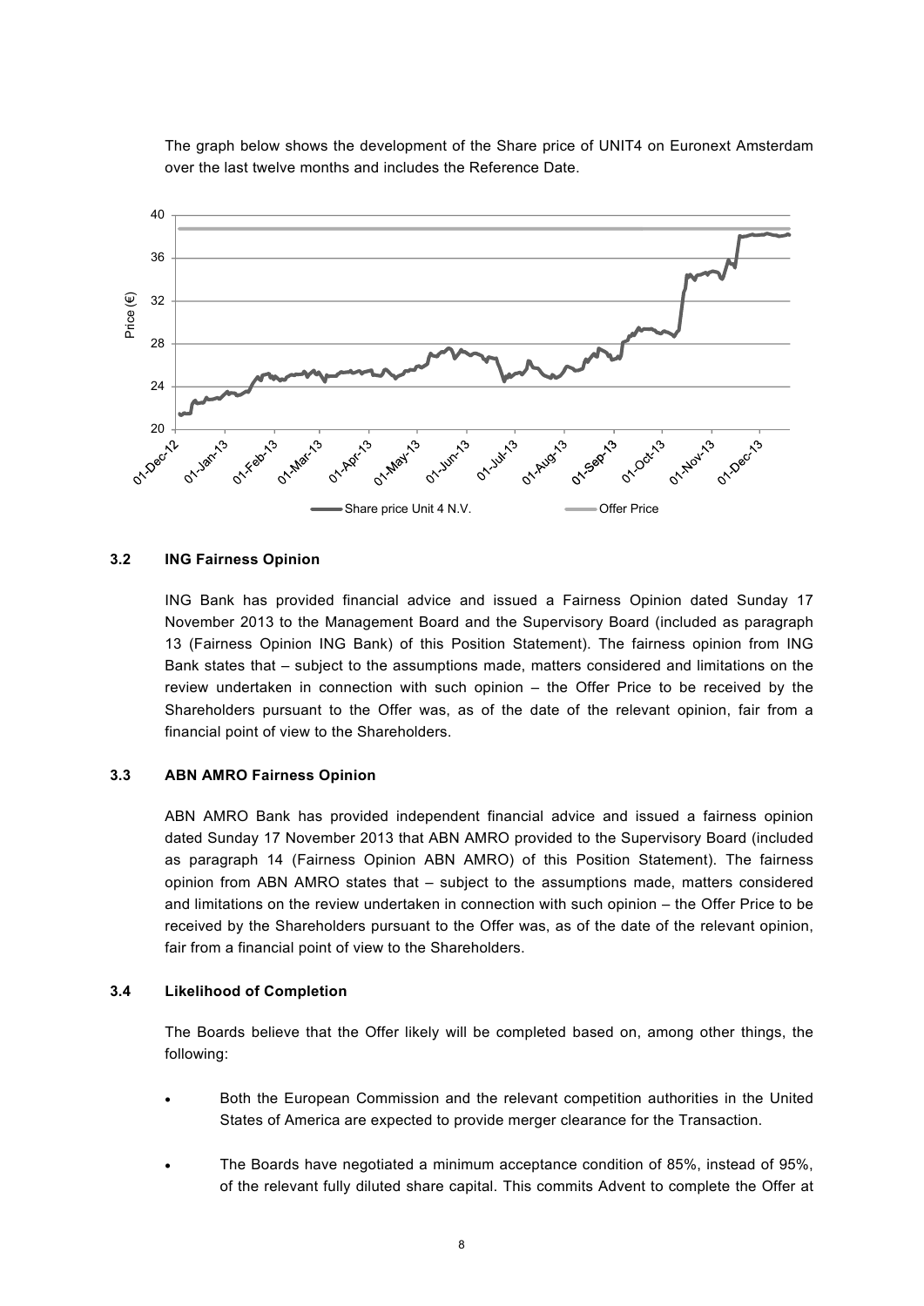The graph below shows the development of the Share price of UNIT4 on Euronext Amsterdam over the last twelve months and includes the Reference Date.

### 3.2 ING Fairness Opinion

ING Bank has provided financial advice and issued a Fairness Opinion dated Sunday 17 November 2013 to the Management Board and the Supervisory Board (included as paragraph 13 (Fairness Opinion ING Bank) of this Position Statement). The fairness opinion from ING Bank states that – subject to the assumptions made, matters considered and limitations on the review undertaken in connection with such opinion – the Offer Price to be received by the Shareholders pursuant to the Offer was, as of the date of the relevant opinion, fair from a financial point of view to the Shareholders.

### 3.3 ABN AMRO Fairness Opinion

ABN AMRO Bank has provided independent financial advice and issued a fairness opinion dated Sunday 17 November 2013 that ABN AMRO provided to the Supervisory Board (included as paragraph 14 (Fairness Opinion ABN AMRO) of this Position Statement). The fairness opinion from ABN AMRO states that – subject to the assumptions made, matters considered and limitations on the review undertaken in connection with such opinion – the Offer Price to be received by the Shareholders pursuant to the Offer was, as of the date of the relevant opinion, fair from a financial point of view to the Shareholders.

### 3.4 Likelihood of Completion

The Boards believe that the Offer likely will be completed based on, among other things, the following:

- Both the European Commission and the relevant competition authorities in the United States of America are expected to provide merger clearance for the Transaction.
- The Boards have negotiated a minimum acceptance condition of 85%, instead of 95%, of the relevant fully diluted share capital. This commits Advent to complete the Offer at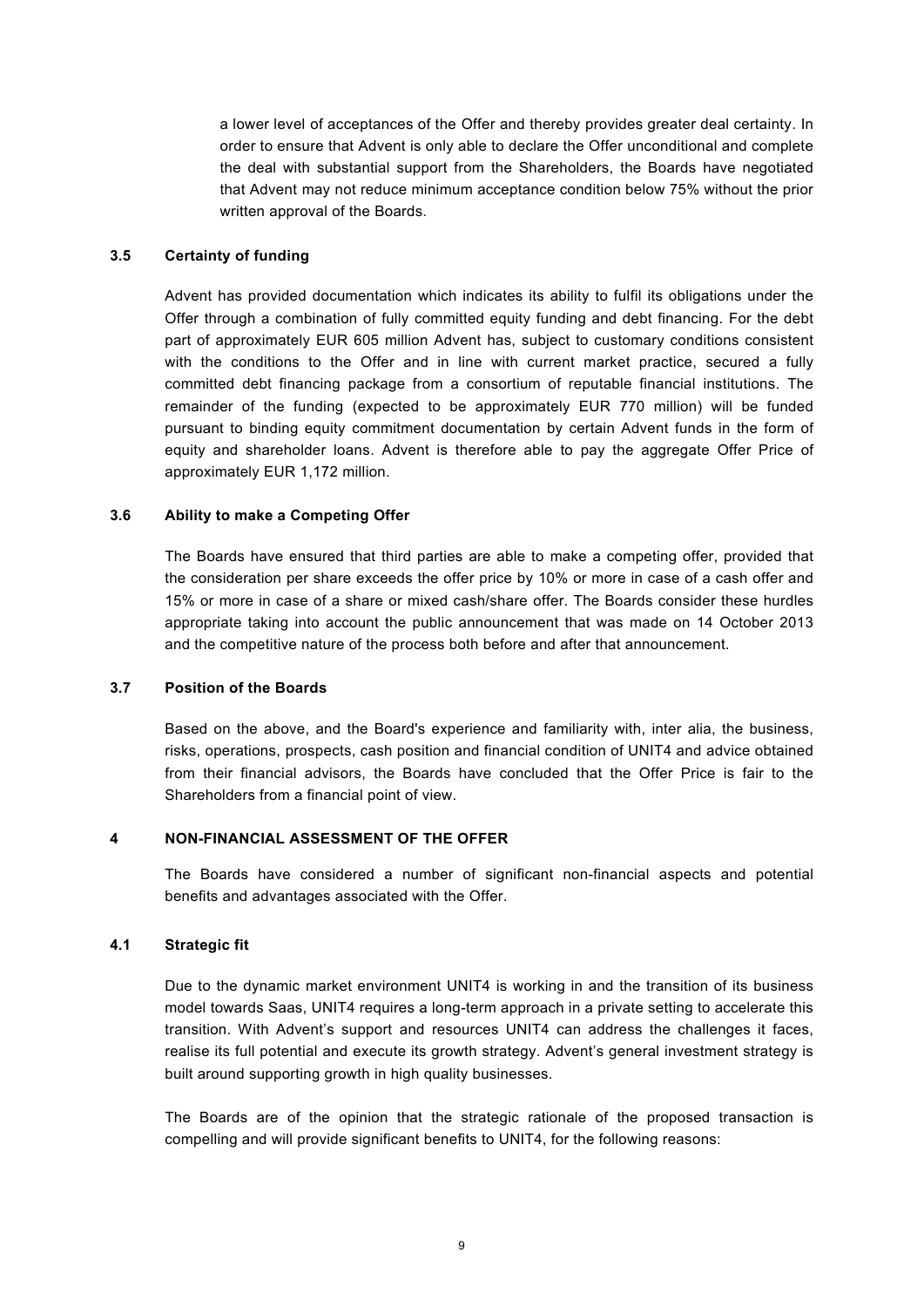a lower level of acceptances of the Offer and thereby provides greater deal certainty. In order to ensure that Advent is only able to declare the Offer unconditional and complete the deal with substantial support from the Shareholders, the Boards have negotiated that Advent may not reduce minimum acceptance condition below 75% without the prior written approval of the Boards.

### 3.5 Certainty of funding

Advent has provided documentation which indicates its ability to fulfil its obligations under the Offer through a combination of fully committed equity funding and debt financing. For the debt part of approximately EUR 605 million Advent has, subject to customary conditions consistent with the conditions to the Offer and in line with current market practice, secured a fully committed debt financing package from a consortium of reputable financial institutions. The remainder of the funding (expected to be approximately EUR 770 million) will be funded pursuant to binding equity commitment documentation by certain Advent funds in the form of equity and shareholder loans. Advent is therefore able to pay the aggregate Offer Price of approximately EUR 1,172 million.

### 3.6 Ability to make a Competing Offer

The Boards have ensured that third parties are able to make a competing offer, provided that the consideration per share exceeds the offer price by 10% or more in case of a cash offer and 15% or more in case of a share or mixed cash/share offer. The Boards consider these hurdles appropriate taking into account the public announcement that was made on 14 October 2013 and the competitive nature of the process both before and after that announcement.

### 3.7 Position of the Boards

Based on the above, and the Board's experience and familiarity with, inter alia, the business, risks, operations, prospects, cash position and financial condition of UNIT4 and advice obtained from their financial advisors, the Boards have concluded that the Offer Price is fair to the Shareholders from a financial point of view.

## 4 NON-FINANCIAL ASSESSMENT OF THE OFFER

The Boards have considered a number of significant non-financial aspects and potential benefits and advantages associated with the Offer.

### 4.1 Strategic fit

Due to the dynamic market environment UNIT4 is working in and the transition of its business model towards Saas, UNIT4 requires a long-term approach in a private setting to accelerate this transition. With Advent's support and resources UNIT4 can address the challenges it faces, realise its full potential and execute its growth strategy. Advent's general investment strategy is built around supporting growth in high quality businesses.

The Boards are of the opinion that the strategic rationale of the proposed transaction is compelling and will provide significant benefits to UNIT4, for the following reasons: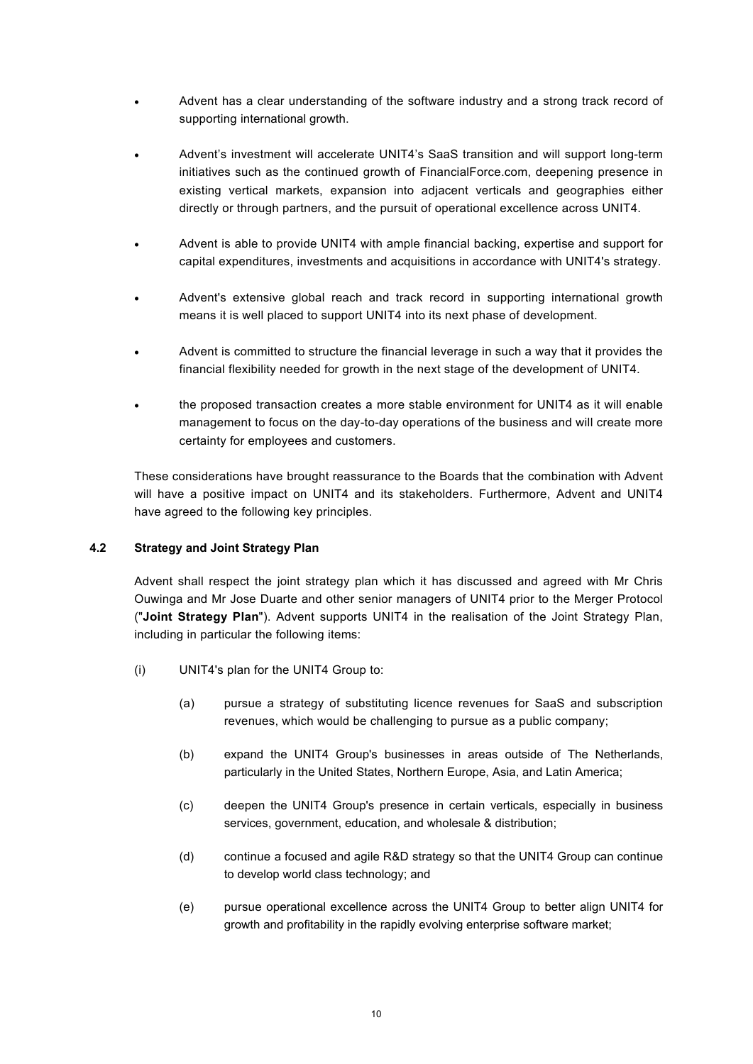- Advent has a clear understanding of the software industry and a strong track record of supporting international growth.
- Advent's investment will accelerate UNIT4's SaaS transition and will support long-term initiatives such as the continued growth of FinancialForce.com, deepening presence in existing vertical markets, expansion into adjacent verticals and geographies either directly or through partners, and the pursuit of operational excellence across UNIT4.
- Advent is able to provide UNIT4 with ample financial backing, expertise and support for capital expenditures, investments and acquisitions in accordance with UNIT4's strategy.
- Advent's extensive global reach and track record in supporting international growth means it is well placed to support UNIT4 into its next phase of development.
- Advent is committed to structure the financial leverage in such a way that it provides the financial flexibility needed for growth in the next stage of the development of UNIT4.
- the proposed transaction creates a more stable environment for UNIT4 as it will enable management to focus on the day-to-day operations of the business and will create more certainty for employees and customers.

These considerations have brought reassurance to the Boards that the combination with Advent will have a positive impact on UNIT4 and its stakeholders. Furthermore, Advent and UNIT4 have agreed to the following key principles.

### 4.2 Strategy and Joint Strategy Plan

Advent shall respect the joint strategy plan which it has discussed and agreed with Mr Chris Ouwinga and Mr Jose Duarte and other senior managers of UNIT4 prior to the Merger Protocol ("**Joint Strategy Plan**"). Advent supports UNIT4 in the realisation of the Joint Strategy Plan, including in particular the following items:

(i) UNIT4's plan for the UNIT4 Group to:

(a) pursue a strategy of substituting licence revenues for SaaS and subscription revenues, which would be challenging to pursue as a public company;

(b) expand the UNIT4 Group's businesses in areas outside of The Netherlands, particularly in the United States, Northern Europe, Asia, and Latin America;

(c) deepen the UNIT4 Group's presence in certain verticals, especially in business services, government, education, and wholesale & distribution;

(d) continue a focused and agile R&D strategy so that the UNIT4 Group can continue to develop world class technology; and

(e) pursue operational excellence across the UNIT4 Group to better align UNIT4 for growth and profitability in the rapidly evolving enterprise software market;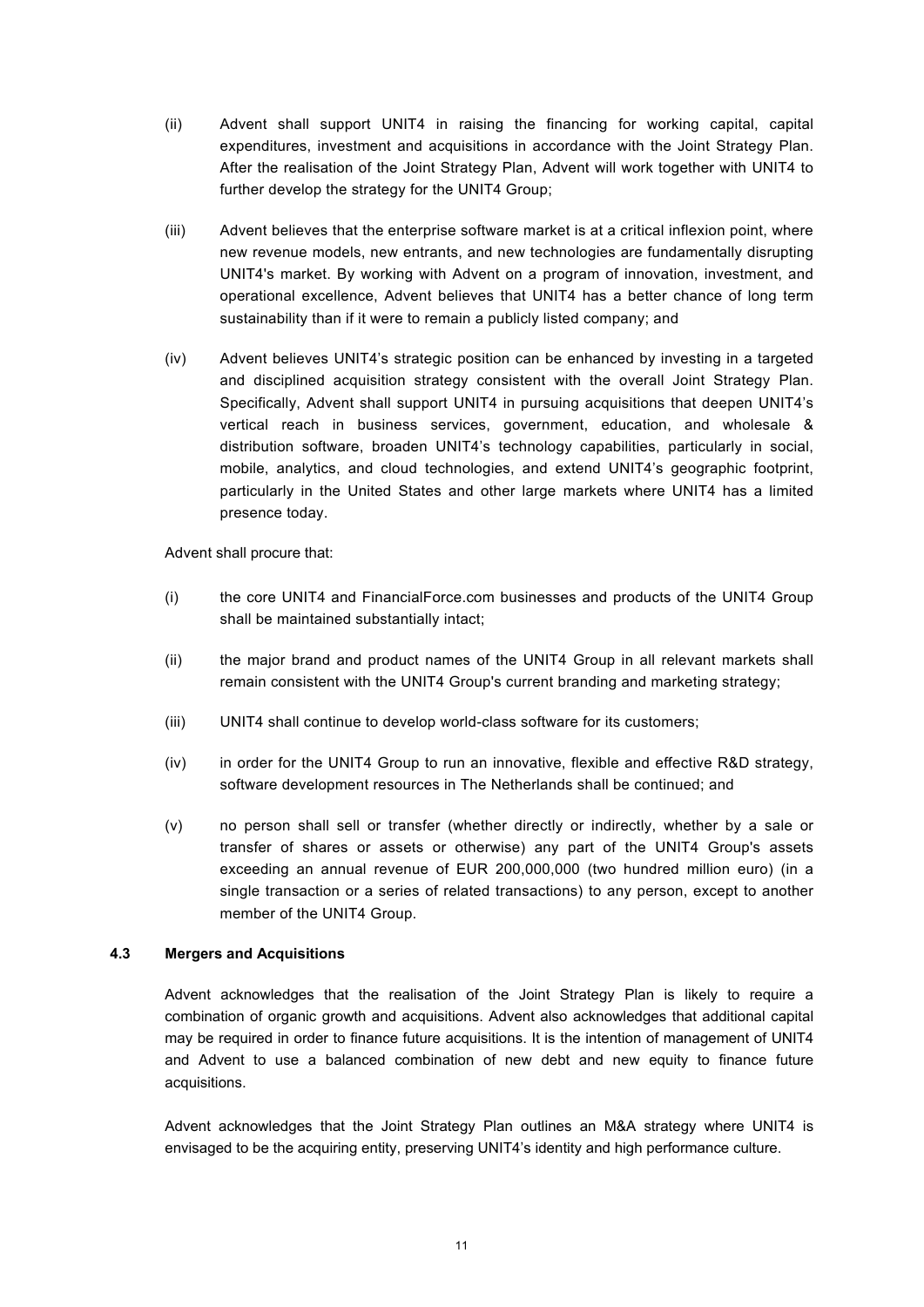(ii) Advent shall support UNIT4 in raising the financing for working capital, capital expenditures, investment and acquisitions in accordance with the Joint Strategy Plan. After the realisation of the Joint Strategy Plan, Advent will work together with UNIT4 to further develop the strategy for the UNIT4 Group;

(iii) Advent believes that the enterprise software market is at a critical inflexion point, where new revenue models, new entrants, and new technologies are fundamentally disrupting UNIT4's market. By working with Advent on a program of innovation, investment, and operational excellence, Advent believes that UNIT4 has a better chance of long term sustainability than if it were to remain a publicly listed company; and

(iv) Advent believes UNIT4's strategic position can be enhanced by investing in a targeted and disciplined acquisition strategy consistent with the overall Joint Strategy Plan. Specifically, Advent shall support UNIT4 in pursuing acquisitions that deepen UNIT4's vertical reach in business services, government, education, and wholesale & distribution software, broaden UNIT4's technology capabilities, particularly in social, mobile, analytics, and cloud technologies, and extend UNIT4's geographic footprint, particularly in the United States and other large markets where UNIT4 has a limited presence today.

Advent shall procure that:

(i) the core UNIT4 and FinancialForce.com businesses and products of the UNIT4 Group shall be maintained substantially intact;

(ii) the major brand and product names of the UNIT4 Group in all relevant markets shall remain consistent with the UNIT4 Group's current branding and marketing strategy;

(iii) UNIT4 shall continue to develop world-class software for its customers;

(iv) in order for the UNIT4 Group to run an innovative, flexible and effective R&D strategy, software development resources in The Netherlands shall be continued; and

(v) no person shall sell or transfer (whether directly or indirectly, whether by a sale or transfer of shares or assets or otherwise) any part of the UNIT4 Group's assets exceeding an annual revenue of EUR 200,000,000 (two hundred million euro) (in a single transaction or a series of related transactions) to any person, except to another member of the UNIT4 Group.

### 4.3 Mergers and Acquisitions

Advent acknowledges that the realisation of the Joint Strategy Plan is likely to require a combination of organic growth and acquisitions. Advent also acknowledges that additional capital may be required in order to finance future acquisitions. It is the intention of management of UNIT4 and Advent to use a balanced combination of new debt and new equity to finance future acquisitions.

Advent acknowledges that the Joint Strategy Plan outlines an M&A strategy where UNIT4 is envisaged to be the acquiring entity, preserving UNIT4's identity and high performance culture.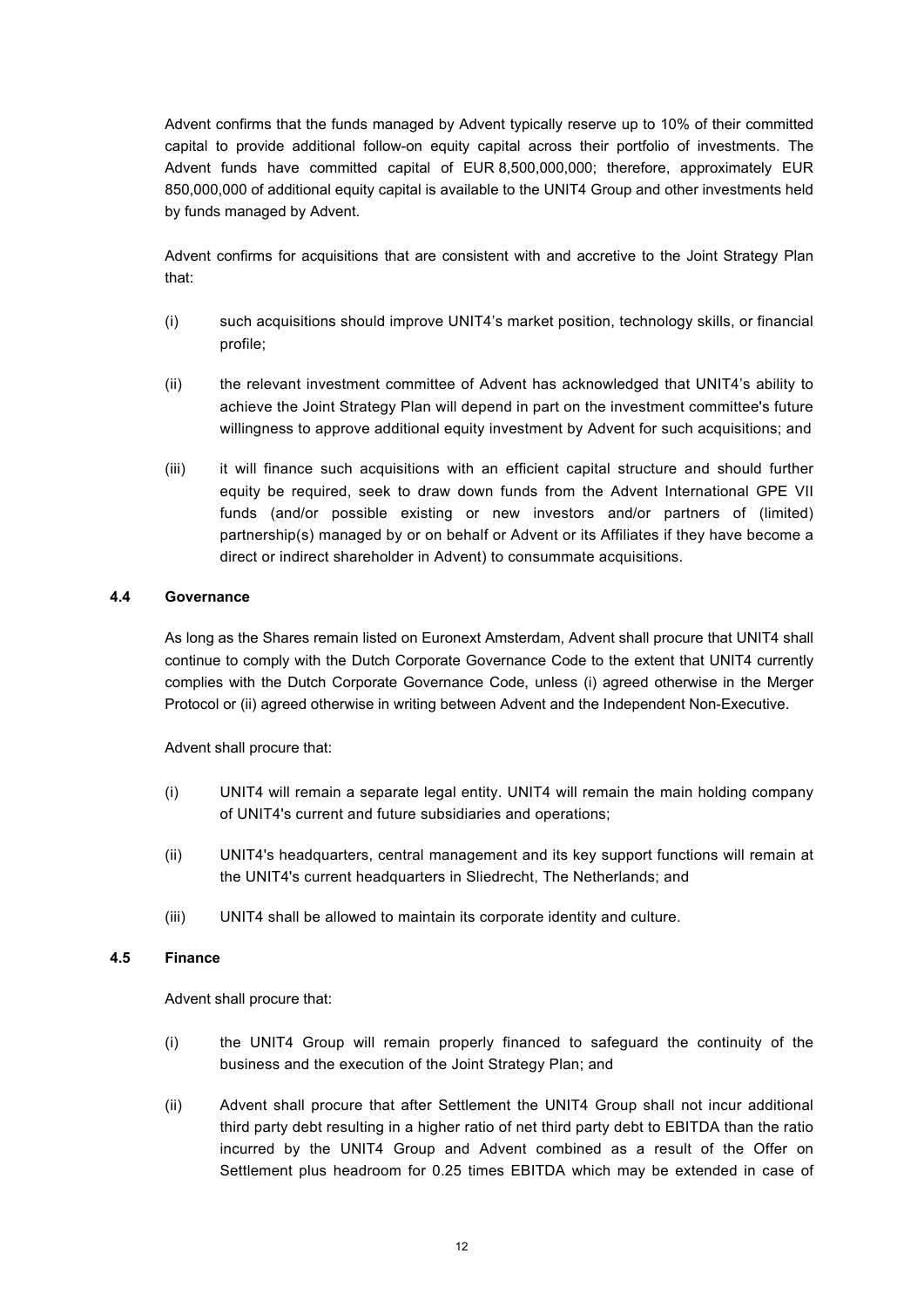Advent confirms that the funds managed by Advent typically reserve up to 10% of their committed capital to provide additional follow-on equity capital across their portfolio of investments. The Advent funds have committed capital of EUR 8,500,000,000; therefore, approximately EUR 850,000,000 of additional equity capital is available to the UNIT4 Group and other investments held by funds managed by Advent.

Advent confirms for acquisitions that are consistent with and accretive to the Joint Strategy Plan that:

(i) such acquisitions should improve UNIT4's market position, technology skills, or financial profile;

(ii) the relevant investment committee of Advent has acknowledged that UNIT4's ability to achieve the Joint Strategy Plan will depend in part on the investment committee's future willingness to approve additional equity investment by Advent for such acquisitions; and

(iii) it will finance such acquisitions with an efficient capital structure and should further equity be required, seek to draw down funds from the Advent International GPE VII funds (and/or possible existing or new investors and/or partners of (limited) partnership(s) managed by or on behalf or Advent or its Affiliates if they have become a direct or indirect shareholder in Advent) to consummate acquisitions.

### 4.4 Governance

As long as the Shares remain listed on Euronext Amsterdam, Advent shall procure that UNIT4 shall continue to comply with the Dutch Corporate Governance Code to the extent that UNIT4 currently complies with the Dutch Corporate Governance Code, unless (i) agreed otherwise in the Merger Protocol or (ii) agreed otherwise in writing between Advent and the Independent Non-Executive.

Advent shall procure that:

(i) UNIT4 will remain a separate legal entity. UNIT4 will remain the main holding company of UNIT4's current and future subsidiaries and operations;

(ii) UNIT4's headquarters, central management and its key support functions will remain at the UNIT4's current headquarters in Sliedrecht, The Netherlands; and

(iii) UNIT4 shall be allowed to maintain its corporate identity and culture.

### 4.5 Finance

Advent shall procure that:

(i) the UNIT4 Group will remain properly financed to safeguard the continuity of the business and the execution of the Joint Strategy Plan; and

(ii) Advent shall procure that after Settlement the UNIT4 Group shall not incur additional third party debt resulting in a higher ratio of net third party debt to EBITDA than the ratio incurred by the UNIT4 Group and Advent combined as a result of the Offer on Settlement plus headroom for 0.25 times EBITDA which may be extended in case of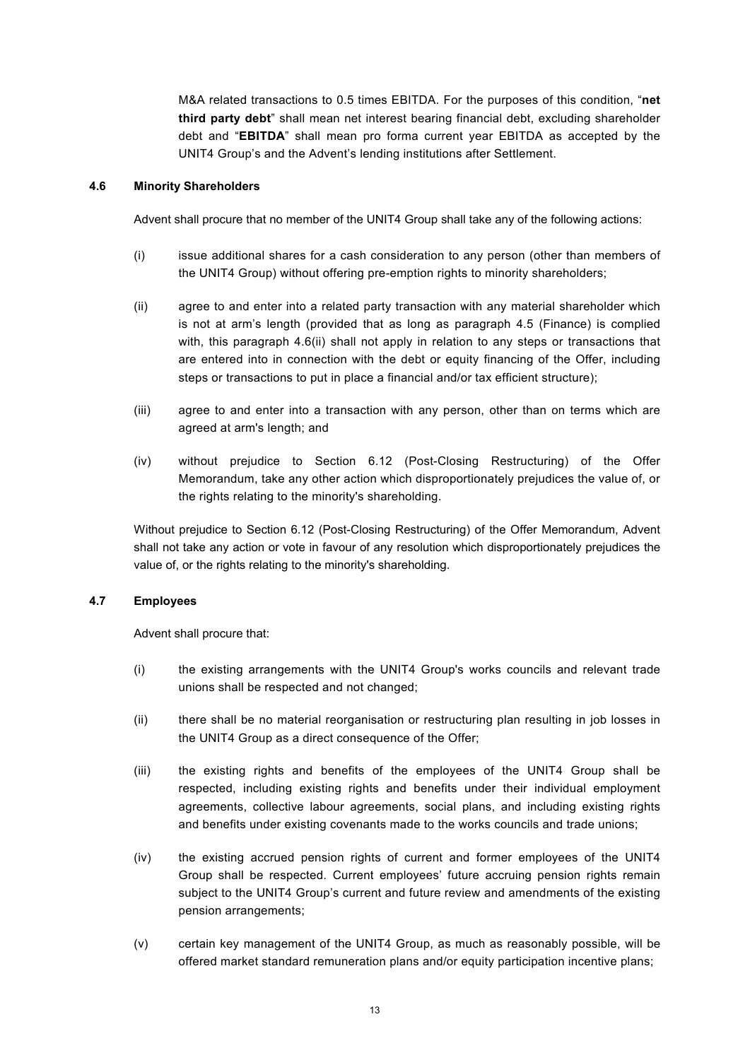M&A related transactions to 0.5 times EBITDA. For the purposes of this condition, "**net third party debt**" shall mean net interest bearing financial debt, excluding shareholder debt and "**EBITDA**" shall mean pro forma current year EBITDA as accepted by the UNIT4 Group's and the Advent's lending institutions after Settlement.

### 4.6 Minority Shareholders

Advent shall procure that no member of the UNIT4 Group shall take any of the following actions:

(i) issue additional shares for a cash consideration to any person (other than members of the UNIT4 Group) without offering pre-emption rights to minority shareholders;

(ii) agree to and enter into a related party transaction with any material shareholder which is not at arm's length (provided that as long as paragraph 4.5 (Finance) is complied with, this paragraph 4.6(ii) shall not apply in relation to any steps or transactions that are entered into in connection with the debt or equity financing of the Offer, including steps or transactions to put in place a financial and/or tax efficient structure);

(iii) agree to and enter into a transaction with any person, other than on terms which are agreed at arm's length; and

(iv) without prejudice to Section 6.12 (Post-Closing Restructuring) of the Offer Memorandum, take any other action which disproportionately prejudices the value of, or the rights relating to the minority's shareholding.

Without prejudice to Section 6.12 (Post-Closing Restructuring) of the Offer Memorandum, Advent shall not take any action or vote in favour of any resolution which disproportionately prejudices the value of, or the rights relating to the minority's shareholding.

### 4.7 Employees

Advent shall procure that:

(i) the existing arrangements with the UNIT4 Group's works councils and relevant trade unions shall be respected and not changed;

(ii) there shall be no material reorganisation or restructuring plan resulting in job losses in the UNIT4 Group as a direct consequence of the Offer;

(iii) the existing rights and benefits of the employees of the UNIT4 Group shall be respected, including existing rights and benefits under their individual employment agreements, collective labour agreements, social plans, and including existing rights and benefits under existing covenants made to the works councils and trade unions;

(iv) the existing accrued pension rights of current and former employees of the UNIT4 Group shall be respected. Current employees' future accruing pension rights remain subject to the UNIT4 Group's current and future review and amendments of the existing pension arrangements;

(v) certain key management of the UNIT4 Group, as much as reasonably possible, will be offered market standard remuneration plans and/or equity participation incentive plans;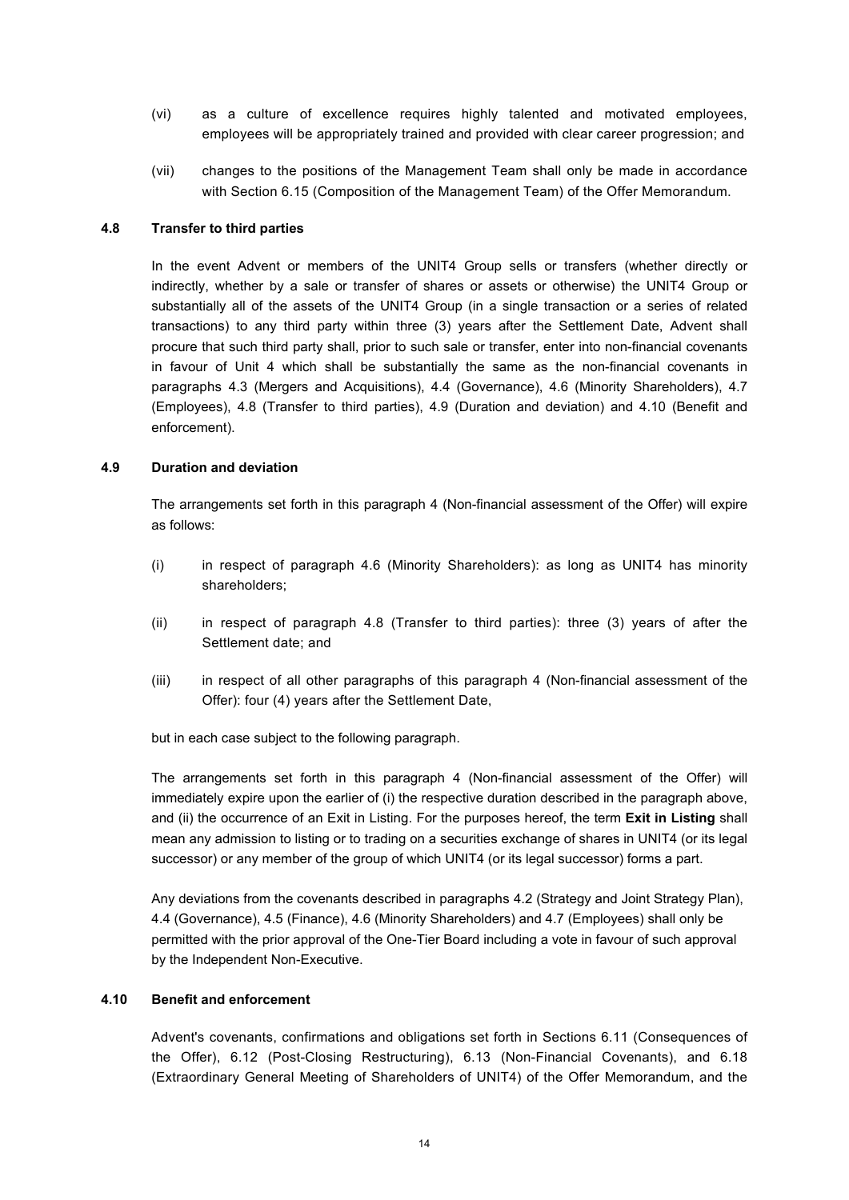(vi) as a culture of excellence requires highly talented and motivated employees, employees will be appropriately trained and provided with clear career progression; and

(vii) changes to the positions of the Management Team shall only be made in accordance with Section 6.15 (Composition of the Management Team) of the Offer Memorandum.

### 4.8 Transfer to third parties

In the event Advent or members of the UNIT4 Group sells or transfers (whether directly or indirectly, whether by a sale or transfer of shares or assets or otherwise) the UNIT4 Group or substantially all of the assets of the UNIT4 Group (in a single transaction or a series of related transactions) to any third party within three (3) years after the Settlement Date, Advent shall procure that such third party shall, prior to such sale or transfer, enter into non-financial covenants in favour of Unit 4 which shall be substantially the same as the non-financial covenants in paragraphs 4.3 (Mergers and Acquisitions), 4.4 (Governance), 4.6 (Minority Shareholders), 4.7 (Employees), 4.8 (Transfer to third parties), 4.9 (Duration and deviation) and 4.10 (Benefit and enforcement).

### 4.9 Duration and deviation

The arrangements set forth in this paragraph 4 (Non-financial assessment of the Offer) will expire as follows:

(i) in respect of paragraph 4.6 (Minority Shareholders): as long as UNIT4 has minority shareholders;

(ii) in respect of paragraph 4.8 (Transfer to third parties): three (3) years of after the Settlement date; and

(iii) in respect of all other paragraphs of this paragraph 4 (Non-financial assessment of the Offer): four (4) years after the Settlement Date,

but in each case subject to the following paragraph.

The arrangements set forth in this paragraph 4 (Non-financial assessment of the Offer) will immediately expire upon the earlier of (i) the respective duration described in the paragraph above, and (ii) the occurrence of an Exit in Listing. For the purposes hereof, the term **Exit in Listing** shall mean any admission to listing or to trading on a securities exchange of shares in UNIT4 (or its legal successor) or any member of the group of which UNIT4 (or its legal successor) forms a part.

Any deviations from the covenants described in paragraphs 4.2 (Strategy and Joint Strategy Plan), 4.4 (Governance), 4.5 (Finance), 4.6 (Minority Shareholders) and 4.7 (Employees) shall only be permitted with the prior approval of the One-Tier Board including a vote in favour of such approval by the Independent Non-Executive.

### 4.10 Benefit and enforcement

Advent's covenants, confirmations and obligations set forth in Sections 6.11 (Consequences of the Offer), 6.12 (Post-Closing Restructuring), 6.13 (Non-Financial Covenants), and 6.18 (Extraordinary General Meeting of Shareholders of UNIT4) of the Offer Memorandum, and the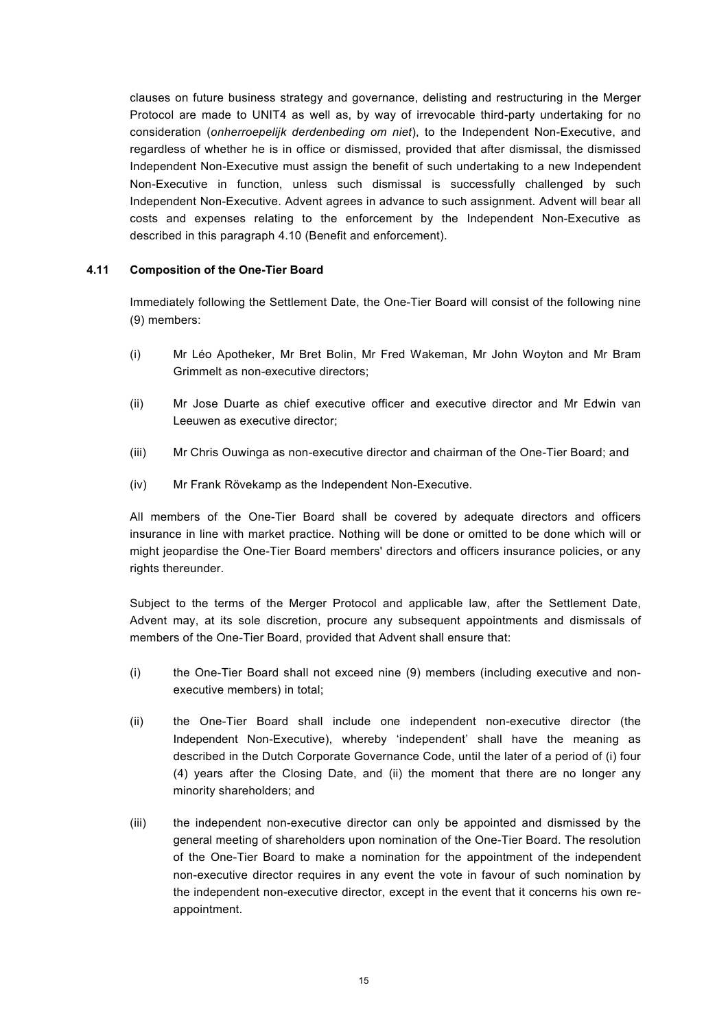clauses on future business strategy and governance, delisting and restructuring in the Merger Protocol are made to UNIT4 as well as, by way of irrevocable third-party undertaking for no consideration (*onherroepelijk derdenbeding om niet*), to the Independent Non-Executive, and regardless of whether he is in office or dismissed, provided that after dismissal, the dismissed Independent Non-Executive must assign the benefit of such undertaking to a new Independent Non-Executive in function, unless such dismissal is successfully challenged by such Independent Non-Executive. Advent agrees in advance to such assignment. Advent will bear all costs and expenses relating to the enforcement by the Independent Non-Executive as described in this paragraph 4.10 (Benefit and enforcement).

### 4.11 Composition of the One-Tier Board

Immediately following the Settlement Date, the One-Tier Board will consist of the following nine (9) members:

(i) Mr Léo Apotheker, Mr Bret Bolin, Mr Fred Wakeman, Mr John Woyton and Mr Bram Grimmelt as non-executive directors;

(ii) Mr Jose Duarte as chief executive officer and executive director and Mr Edwin van Leeuwen as executive director;

(iii) Mr Chris Ouwinga as non-executive director and chairman of the One-Tier Board; and

(iv) Mr Frank Rövekamp as the Independent Non-Executive.

All members of the One-Tier Board shall be covered by adequate directors and officers insurance in line with market practice. Nothing will be done or omitted to be done which will or might jeopardise the One-Tier Board members' directors and officers insurance policies, or any rights thereunder.

Subject to the terms of the Merger Protocol and applicable law, after the Settlement Date, Advent may, at its sole discretion, procure any subsequent appointments and dismissals of members of the One-Tier Board, provided that Advent shall ensure that:

(i) the One-Tier Board shall not exceed nine (9) members (including executive and non-executive members) in total;

(ii) the One-Tier Board shall include one independent non-executive director (the Independent Non-Executive), whereby 'independent' shall have the meaning as described in the Dutch Corporate Governance Code, until the later of a period of (i) four (4) years after the Closing Date, and (ii) the moment that there are no longer any minority shareholders; and

(iii) the independent non-executive director can only be appointed and dismissed by the general meeting of shareholders upon nomination of the One-Tier Board. The resolution of the One-Tier Board to make a nomination for the appointment of the independent non-executive director requires in any event the vote in favour of such nomination by the independent non-executive director, except in the event that it concerns his own re-appointment.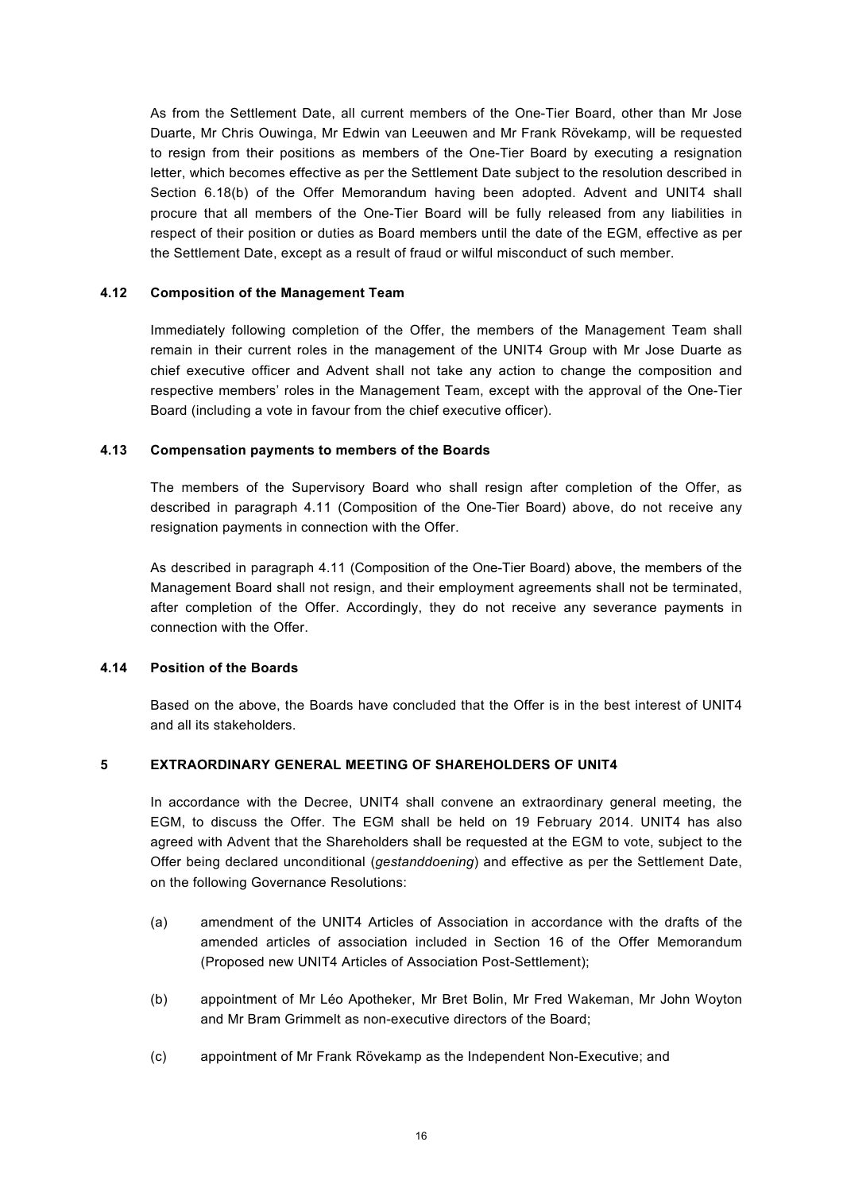As from the Settlement Date, all current members of the One-Tier Board, other than Mr Jose Duarte, Mr Chris Ouwinga, Mr Edwin van Leeuwen and Mr Frank Rövekamp, will be requested to resign from their positions as members of the One-Tier Board by executing a resignation letter, which becomes effective as per the Settlement Date subject to the resolution described in Section 6.18(b) of the Offer Memorandum having been adopted. Advent and UNIT4 shall procure that all members of the One-Tier Board will be fully released from any liabilities in respect of their position or duties as Board members until the date of the EGM, effective as per the Settlement Date, except as a result of fraud or wilful misconduct of such member.

### 4.12 Composition of the Management Team

Immediately following completion of the Offer, the members of the Management Team shall remain in their current roles in the management of the UNIT4 Group with Mr Jose Duarte as chief executive officer and Advent shall not take any action to change the composition and respective members' roles in the Management Team, except with the approval of the One-Tier Board (including a vote in favour from the chief executive officer).

### 4.13 Compensation payments to members of the Boards

The members of the Supervisory Board who shall resign after completion of the Offer, as described in paragraph 4.11 (Composition of the One-Tier Board) above, do not receive any resignation payments in connection with the Offer.

As described in paragraph 4.11 (Composition of the One-Tier Board) above, the members of the Management Board shall not resign, and their employment agreements shall not be terminated, after completion of the Offer. Accordingly, they do not receive any severance payments in connection with the Offer.

### 4.14 Position of the Boards

Based on the above, the Boards have concluded that the Offer is in the best interest of UNIT4 and all its stakeholders.

## 5 EXTRAORDINARY GENERAL MEETING OF SHAREHOLDERS OF UNIT4

In accordance with the Decree, UNIT4 shall convene an extraordinary general meeting, the EGM, to discuss the Offer. The EGM shall be held on 19 February 2014. UNIT4 has also agreed with Advent that the Shareholders shall be requested at the EGM to vote, subject to the Offer being declared unconditional (*gestanddoening*) and effective as per the Settlement Date, on the following Governance Resolutions:

(a) amendment of the UNIT4 Articles of Association in accordance with the drafts of the amended articles of association included in Section 16 of the Offer Memorandum (Proposed new UNIT4 Articles of Association Post-Settlement);

(b) appointment of Mr Léo Apotheker, Mr Bret Bolin, Mr Fred Wakeman, Mr John Woyton and Mr Bram Grimmelt as non-executive directors of the Board;

(c) appointment of Mr Frank Rövekamp as the Independent Non-Executive; and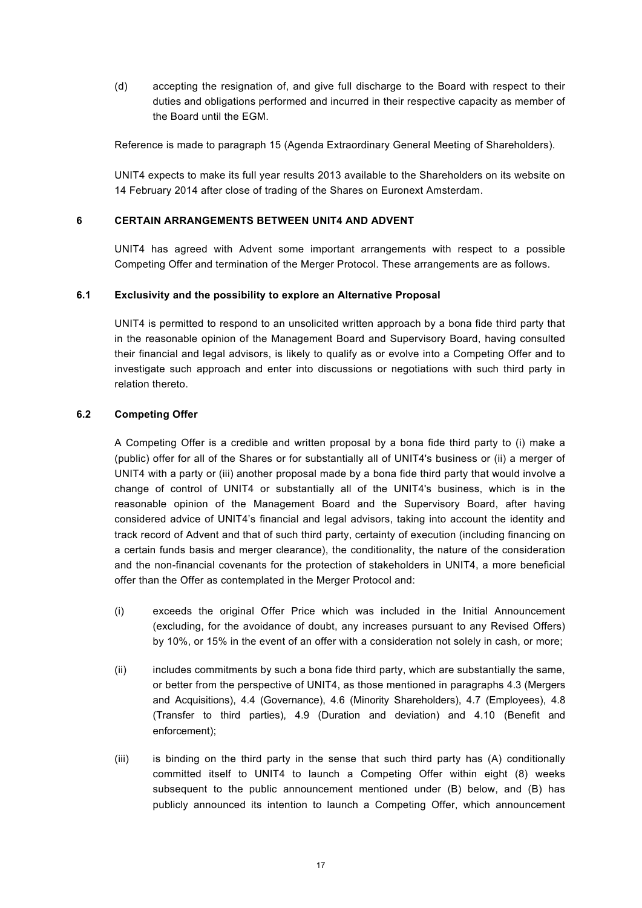(d) accepting the resignation of, and give full discharge to the Board with respect to their duties and obligations performed and incurred in their respective capacity as member of the Board until the EGM.

Reference is made to paragraph 15 (Agenda Extraordinary General Meeting of Shareholders).

UNIT4 expects to make its full year results 2013 available to the Shareholders on its website on 14 February 2014 after close of trading of the Shares on Euronext Amsterdam.

## 6 CERTAIN ARRANGEMENTS BETWEEN UNIT4 AND ADVENT

UNIT4 has agreed with Advent some important arrangements with respect to a possible Competing Offer and termination of the Merger Protocol. These arrangements are as follows.

### 6.1 Exclusivity and the possibility to explore an Alternative Proposal

UNIT4 is permitted to respond to an unsolicited written approach by a bona fide third party that in the reasonable opinion of the Management Board and Supervisory Board, having consulted their financial and legal advisors, is likely to qualify as or evolve into a Competing Offer and to investigate such approach and enter into discussions or negotiations with such third party in relation thereto.

### 6.2 Competing Offer

A Competing Offer is a credible and written proposal by a bona fide third party to (i) make a (public) offer for all of the Shares or for substantially all of UNIT4's business or (ii) a merger of UNIT4 with a party or (iii) another proposal made by a bona fide third party that would involve a change of control of UNIT4 or substantially all of the UNIT4's business, which is in the reasonable opinion of the Management Board and the Supervisory Board, after having considered advice of UNIT4's financial and legal advisors, taking into account the identity and track record of Advent and that of such third party, certainty of execution (including financing on a certain funds basis and merger clearance), the conditionality, the nature of the consideration and the non-financial covenants for the protection of stakeholders in UNIT4, a more beneficial offer than the Offer as contemplated in the Merger Protocol and:

(i) exceeds the original Offer Price which was included in the Initial Announcement (excluding, for the avoidance of doubt, any increases pursuant to any Revised Offers) by 10%, or 15% in the event of an offer with a consideration not solely in cash, or more;

(ii) includes commitments by such a bona fide third party, which are substantially the same, or better from the perspective of UNIT4, as those mentioned in paragraphs 4.3 (Mergers and Acquisitions), 4.4 (Governance), 4.6 (Minority Shareholders), 4.7 (Employees), 4.8 (Transfer to third parties), 4.9 (Duration and deviation) and 4.10 (Benefit and enforcement);

(iii) is binding on the third party in the sense that such third party has (A) conditionally committed itself to UNIT4 to launch a Competing Offer within eight (8) weeks subsequent to the public announcement mentioned under (B) below, and (B) has publicly announced its intention to launch a Competing Offer, which announcement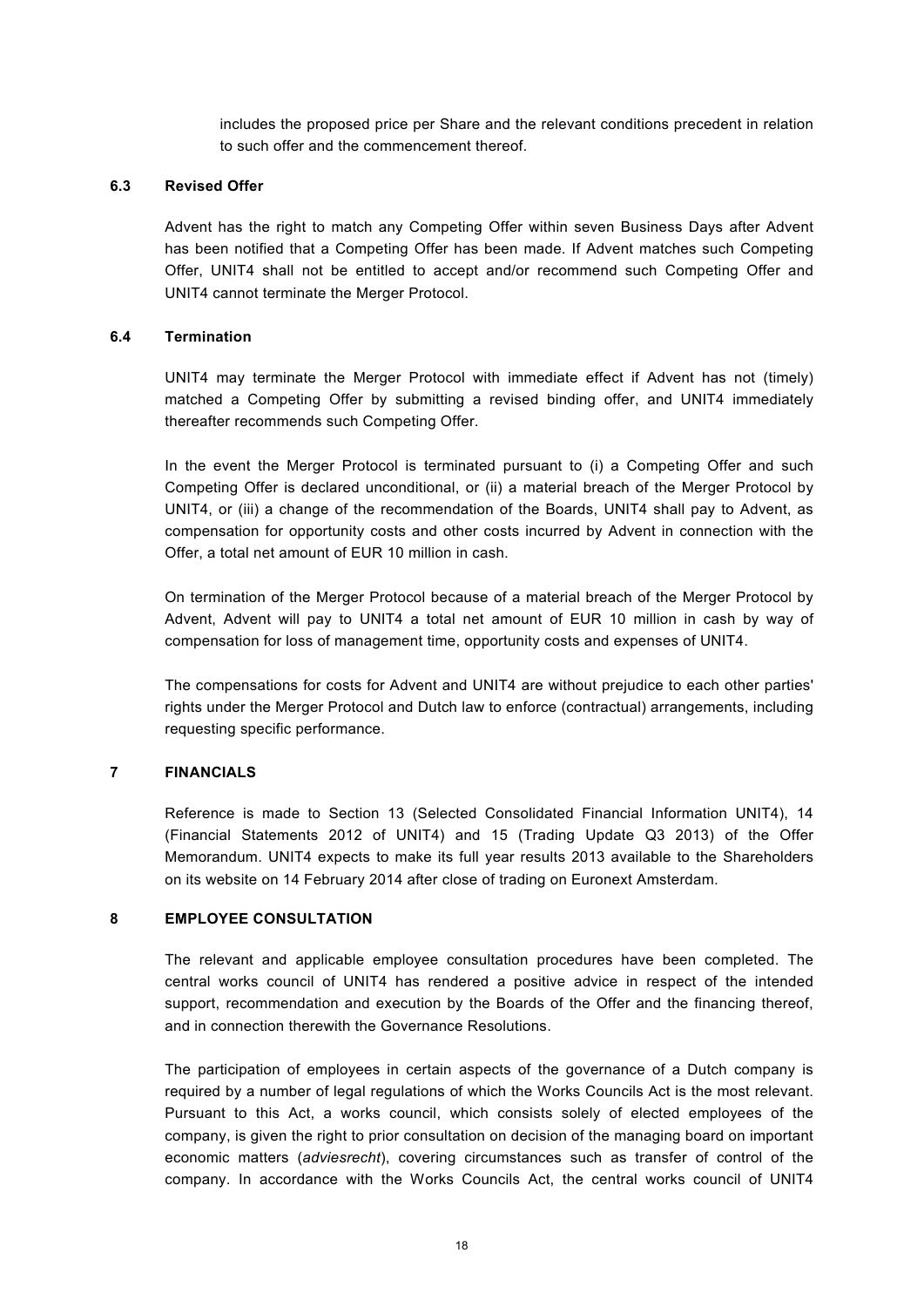includes the proposed price per Share and the relevant conditions precedent in relation to such offer and the commencement thereof.

### 6.3 Revised Offer

Advent has the right to match any Competing Offer within seven Business Days after Advent has been notified that a Competing Offer has been made. If Advent matches such Competing Offer, UNIT4 shall not be entitled to accept and/or recommend such Competing Offer and UNIT4 cannot terminate the Merger Protocol.

### 6.4 Termination

UNIT4 may terminate the Merger Protocol with immediate effect if Advent has not (timely) matched a Competing Offer by submitting a revised binding offer, and UNIT4 immediately thereafter recommends such Competing Offer.

In the event the Merger Protocol is terminated pursuant to (i) a Competing Offer and such Competing Offer is declared unconditional, or (ii) a material breach of the Merger Protocol by UNIT4, or (iii) a change of the recommendation of the Boards, UNIT4 shall pay to Advent, as compensation for opportunity costs and other costs incurred by Advent in connection with the Offer, a total net amount of EUR 10 million in cash.

On termination of the Merger Protocol because of a material breach of the Merger Protocol by Advent, Advent will pay to UNIT4 a total net amount of EUR 10 million in cash by way of compensation for loss of management time, opportunity costs and expenses of UNIT4.

The compensations for costs for Advent and UNIT4 are without prejudice to each other parties' rights under the Merger Protocol and Dutch law to enforce (contractual) arrangements, including requesting specific performance.

## 7 FINANCIALS

Reference is made to Section 13 (Selected Consolidated Financial Information UNIT4), 14 (Financial Statements 2012 of UNIT4) and 15 (Trading Update Q3 2013) of the Offer Memorandum. UNIT4 expects to make its full year results 2013 available to the Shareholders on its website on 14 February 2014 after close of trading on Euronext Amsterdam.

## 8 EMPLOYEE CONSULTATION

The relevant and applicable employee consultation procedures have been completed. The central works council of UNIT4 has rendered a positive advice in respect of the intended support, recommendation and execution by the Boards of the Offer and the financing thereof, and in connection therewith the Governance Resolutions.

The participation of employees in certain aspects of the governance of a Dutch company is required by a number of legal regulations of which the Works Councils Act is the most relevant. Pursuant to this Act, a works council, which consists solely of elected employees of the company, is given the right to prior consultation on decision of the managing board on important economic matters (*adviesrecht*), covering circumstances such as transfer of control of the company. In accordance with the Works Councils Act, the central works council of UNIT4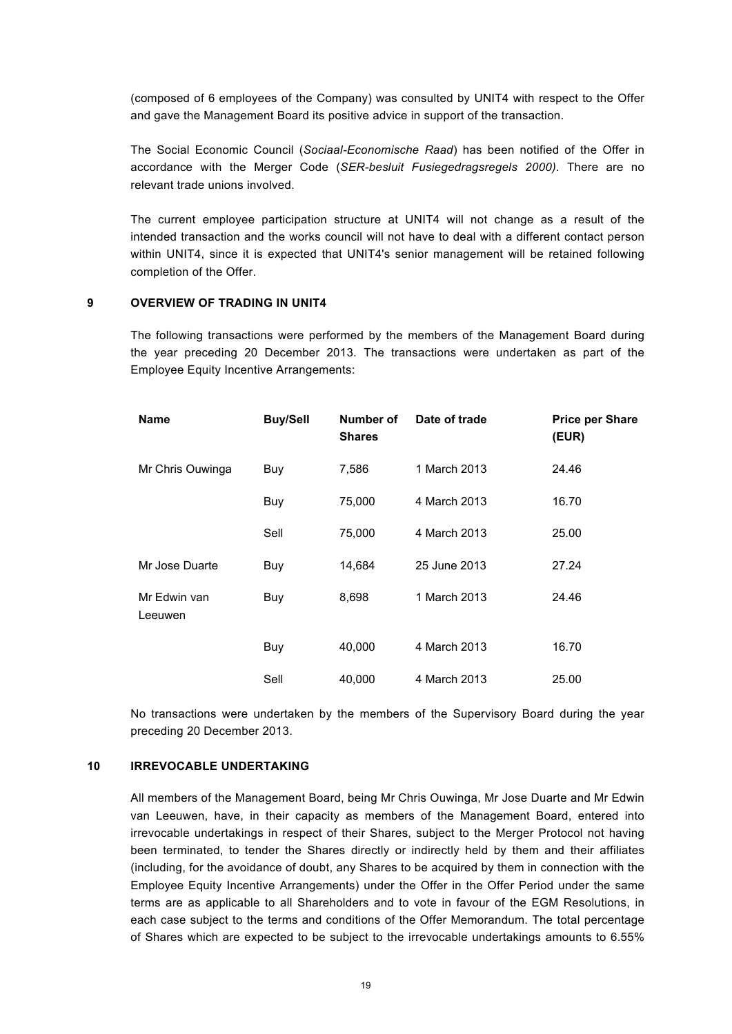(composed of 6 employees of the Company) was consulted by UNIT4 with respect to the Offer and gave the Management Board its positive advice in support of the transaction.

The Social Economic Council (*Sociaal-Economische Raad*) has been notified of the Offer in accordance with the Merger Code (*SER-besluit Fusiegedragsregels 2000)*. There are no relevant trade unions involved.

The current employee participation structure at UNIT4 will not change as a result of the intended transaction and the works council will not have to deal with a different contact person within UNIT4, since it is expected that UNIT4's senior management will be retained following completion of the Offer.

## 9 OVERVIEW OF TRADING IN UNIT4

The following transactions were performed by the members of the Management Board during the year preceding 20 December 2013. The transactions were undertaken as part of the Employee Equity Incentive Arrangements:

| Name | Buy/Sell | Number of Shares | Date of trade | Price per Share (EUR) |
|---|---|---|---|---|
| Mr Chris Ouwinga | Buy | 7,586 | 1 March 2013 | 24.46 |
| | Buy | 75,000 | 4 March 2013 | 16.70 |
| | Sell | 75,000 | 4 March 2013 | 25.00 |
| Mr Jose Duarte | Buy | 14,684 | 25 June 2013 | 27.24 |
| Mr Edwin van Leeuwen | Buy | 8,698 | 1 March 2013 | 24.46 |
| | Buy | 40,000 | 4 March 2013 | 16.70 |
| | Sell | 40,000 | 4 March 2013 | 25.00 |

No transactions were undertaken by the members of the Supervisory Board during the year preceding 20 December 2013.

## 10 IRREVOCABLE UNDERTAKING

All members of the Management Board, being Mr Chris Ouwinga, Mr Jose Duarte and Mr Edwin van Leeuwen, have, in their capacity as members of the Management Board, entered into irrevocable undertakings in respect of their Shares, subject to the Merger Protocol not having been terminated, to tender the Shares directly or indirectly held by them and their affiliates (including, for the avoidance of doubt, any Shares to be acquired by them in connection with the Employee Equity Incentive Arrangements) under the Offer in the Offer Period under the same terms are as applicable to all Shareholders and to vote in favour of the EGM Resolutions, in each case subject to the terms and conditions of the Offer Memorandum. The total percentage of Shares which are expected to be subject to the irrevocable undertakings amounts to 6.55%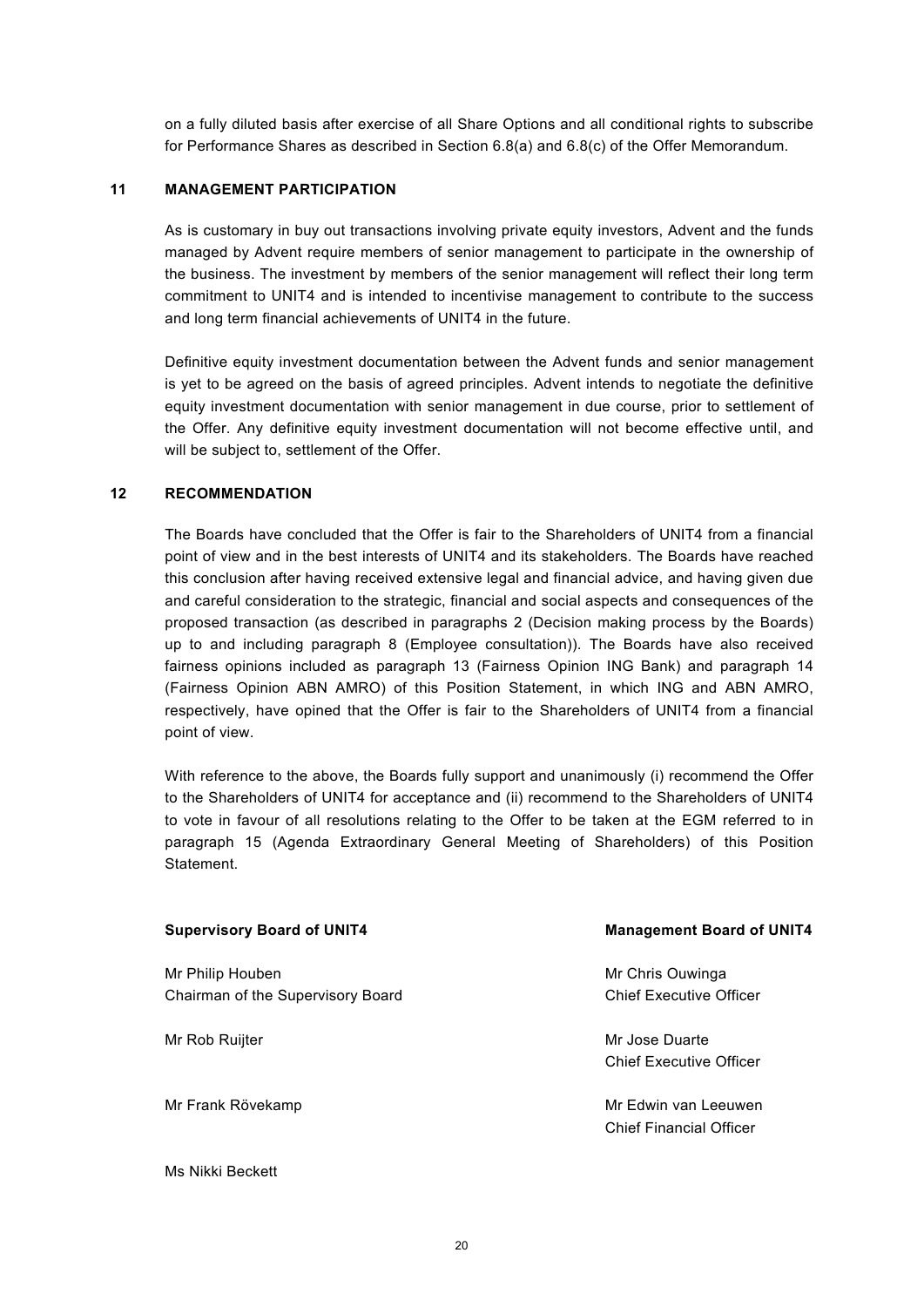on a fully diluted basis after exercise of all Share Options and all conditional rights to subscribe for Performance Shares as described in Section 6.8(a) and 6.8(c) of the Offer Memorandum.

## 11 MANAGEMENT PARTICIPATION

As is customary in buy out transactions involving private equity investors, Advent and the funds managed by Advent require members of senior management to participate in the ownership of the business. The investment by members of the senior management will reflect their long term commitment to UNIT4 and is intended to incentivise management to contribute to the success and long term financial achievements of UNIT4 in the future.

Definitive equity investment documentation between the Advent funds and senior management is yet to be agreed on the basis of agreed principles. Advent intends to negotiate the definitive equity investment documentation with senior management in due course, prior to settlement of the Offer. Any definitive equity investment documentation will not become effective until, and will be subject to, settlement of the Offer.

## 12 RECOMMENDATION

The Boards have concluded that the Offer is fair to the Shareholders of UNIT4 from a financial point of view and in the best interests of UNIT4 and its stakeholders. The Boards have reached this conclusion after having received extensive legal and financial advice, and having given due and careful consideration to the strategic, financial and social aspects and consequences of the proposed transaction (as described in paragraphs 2 (Decision making process by the Boards) up to and including paragraph 8 (Employee consultation)). The Boards have also received fairness opinions included as paragraph 13 (Fairness Opinion ING Bank) and paragraph 14 (Fairness Opinion ABN AMRO) of this Position Statement, in which ING and ABN AMRO, respectively, have opined that the Offer is fair to the Shareholders of UNIT4 from a financial point of view.

With reference to the above, the Boards fully support and unanimously (i) recommend the Offer to the Shareholders of UNIT4 for acceptance and (ii) recommend to the Shareholders of UNIT4 to vote in favour of all resolutions relating to the Offer to be taken at the EGM referred to in paragraph 15 (Agenda Extraordinary General Meeting of Shareholders) of this Position Statement.

**Supervisory Board of UNIT4**

Mr Philip Houben
Chairman of the Supervisory Board

Mr Rob Ruijter

Mr Frank Rövekamp

Ms Nikki Beckett

**Management Board of UNIT4**

Mr Chris Ouwinga
Chief Executive Officer

Mr Jose Duarte
Chief Executive Officer

Mr Edwin van Leeuwen
Chief Financial Officer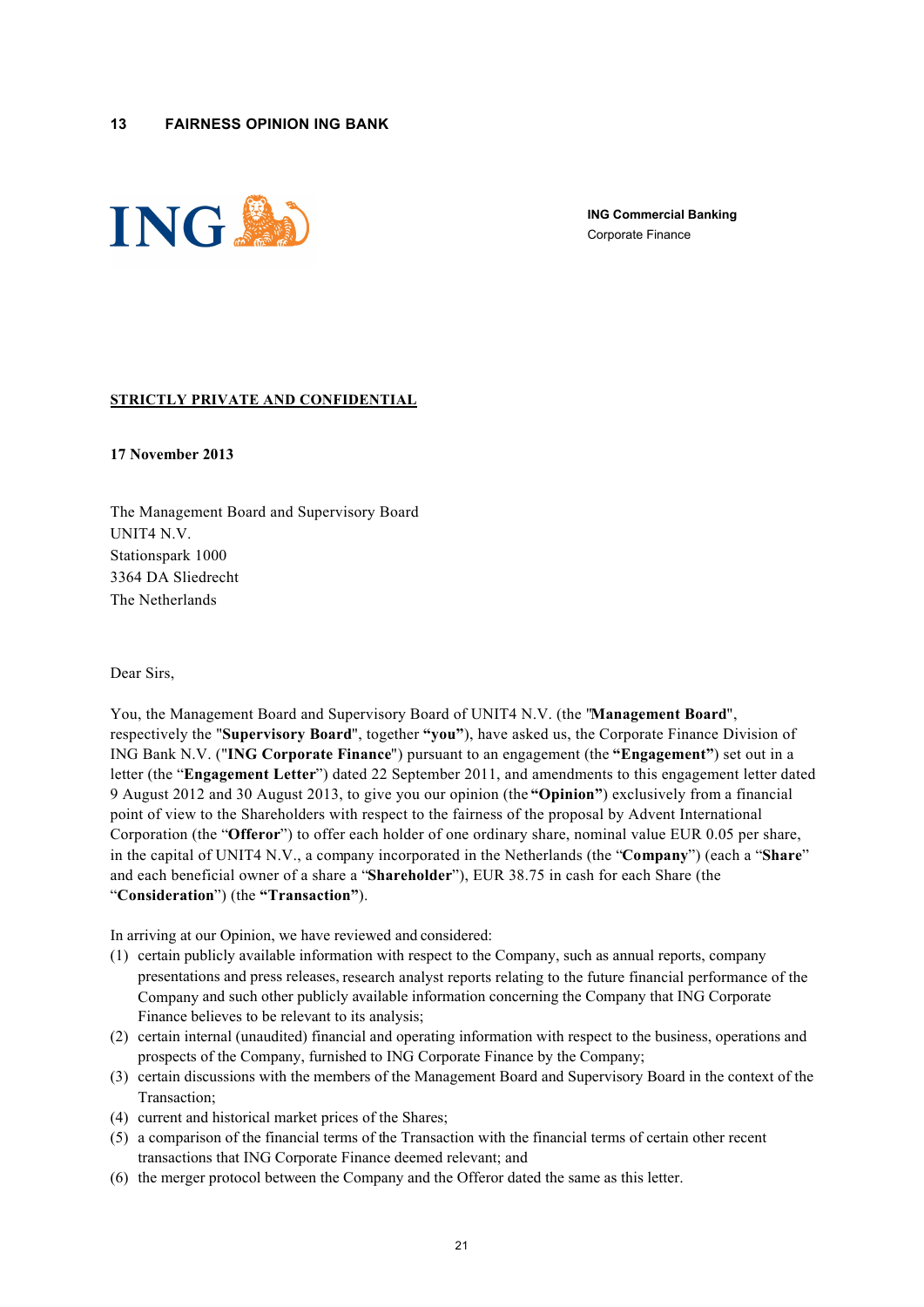## 13 FAIRNESS OPINION ING BANK

ING

**ING Commercial Banking**
Corporate Finance

**STRICTLY PRIVATE AND CONFIDENTIAL**

**17 November 2013**

The Management Board and Supervisory Board
UNIT4 N.V.
Stationspark 1000
3364 DA Sliedrecht
The Netherlands

Dear Sirs,

You, the Management Board and Supervisory Board of UNIT4 N.V. (the "**Management Board**", respectively the "**Supervisory Board**", together **"you"**), have asked us, the Corporate Finance Division of ING Bank N.V. ("**ING Corporate Finance**") pursuant to an engagement (the **"Engagement"**) set out in a letter (the "**Engagement Letter**") dated 22 September 2011, and amendments to this engagement letter dated 9 August 2012 and 30 August 2013, to give you our opinion (the **"Opinion"**) exclusively from a financial point of view to the Shareholders with respect to the fairness of the proposal by Advent International Corporation (the "**Offeror**") to offer each holder of one ordinary share, nominal value EUR 0.05 per share, in the capital of UNIT4 N.V., a company incorporated in the Netherlands (the "**Company**") (each a "**Share**" and each beneficial owner of a share a "**Shareholder**"), EUR 38.75 in cash for each Share (the "**Consideration**") (the **"Transaction"**).

In arriving at our Opinion, we have reviewed and considered:

(1) certain publicly available information with respect to the Company, such as annual reports, company presentations and press releases, research analyst reports relating to the future financial performance of the Company and such other publicly available information concerning the Company that ING Corporate Finance believes to be relevant to its analysis;
(2) certain internal (unaudited) financial and operating information with respect to the business, operations and prospects of the Company, furnished to ING Corporate Finance by the Company;
(3) certain discussions with the members of the Management Board and Supervisory Board in the context of the Transaction;
(4) current and historical market prices of the Shares;
(5) a comparison of the financial terms of the Transaction with the financial terms of certain other recent transactions that ING Corporate Finance deemed relevant; and
(6) the merger protocol between the Company and the Offeror dated the same as this letter.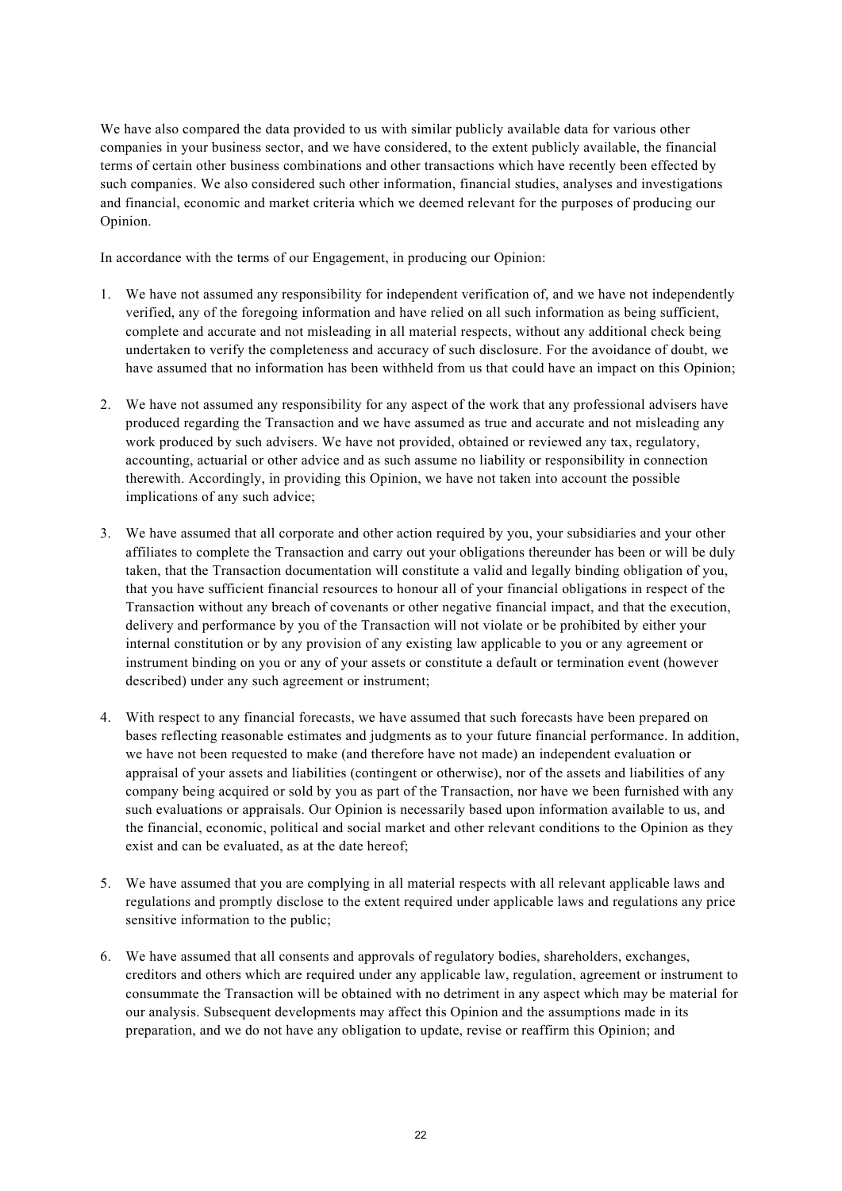We have also compared the data provided to us with similar publicly available data for various other companies in your business sector, and we have considered, to the extent publicly available, the financial terms of certain other business combinations and other transactions which have recently been effected by such companies. We also considered such other information, financial studies, analyses and investigations and financial, economic and market criteria which we deemed relevant for the purposes of producing our Opinion.

In accordance with the terms of our Engagement, in producing our Opinion:

1. We have not assumed any responsibility for independent verification of, and we have not independently verified, any of the foregoing information and have relied on all such information as being sufficient, complete and accurate and not misleading in all material respects, without any additional check being undertaken to verify the completeness and accuracy of such disclosure. For the avoidance of doubt, we have assumed that no information has been withheld from us that could have an impact on this Opinion;

2. We have not assumed any responsibility for any aspect of the work that any professional advisers have produced regarding the Transaction and we have assumed as true and accurate and not misleading any work produced by such advisers. We have not provided, obtained or reviewed any tax, regulatory, accounting, actuarial or other advice and as such assume no liability or responsibility in connection therewith. Accordingly, in providing this Opinion, we have not taken into account the possible implications of any such advice;

3. We have assumed that all corporate and other action required by you, your subsidiaries and your other affiliates to complete the Transaction and carry out your obligations thereunder has been or will be duly taken, that the Transaction documentation will constitute a valid and legally binding obligation of you, that you have sufficient financial resources to honour all of your financial obligations in respect of the Transaction without any breach of covenants or other negative financial impact, and that the execution, delivery and performance by you of the Transaction will not violate or be prohibited by either your internal constitution or by any provision of any existing law applicable to you or any agreement or instrument binding on you or any of your assets or constitute a default or termination event (however described) under any such agreement or instrument;

4. With respect to any financial forecasts, we have assumed that such forecasts have been prepared on bases reflecting reasonable estimates and judgments as to your future financial performance. In addition, we have not been requested to make (and therefore have not made) an independent evaluation or appraisal of your assets and liabilities (contingent or otherwise), nor of the assets and liabilities of any company being acquired or sold by you as part of the Transaction, nor have we been furnished with any such evaluations or appraisals. Our Opinion is necessarily based upon information available to us, and the financial, economic, political and social market and other relevant conditions to the Opinion as they exist and can be evaluated, as at the date hereof;

5. We have assumed that you are complying in all material respects with all relevant applicable laws and regulations and promptly disclose to the extent required under applicable laws and regulations any price sensitive information to the public;

6. We have assumed that all consents and approvals of regulatory bodies, shareholders, exchanges, creditors and others which are required under any applicable law, regulation, agreement or instrument to consummate the Transaction will be obtained with no detriment in any aspect which may be material for our analysis. Subsequent developments may affect this Opinion and the assumptions made in its preparation, and we do not have any obligation to update, revise or reaffirm this Opinion; and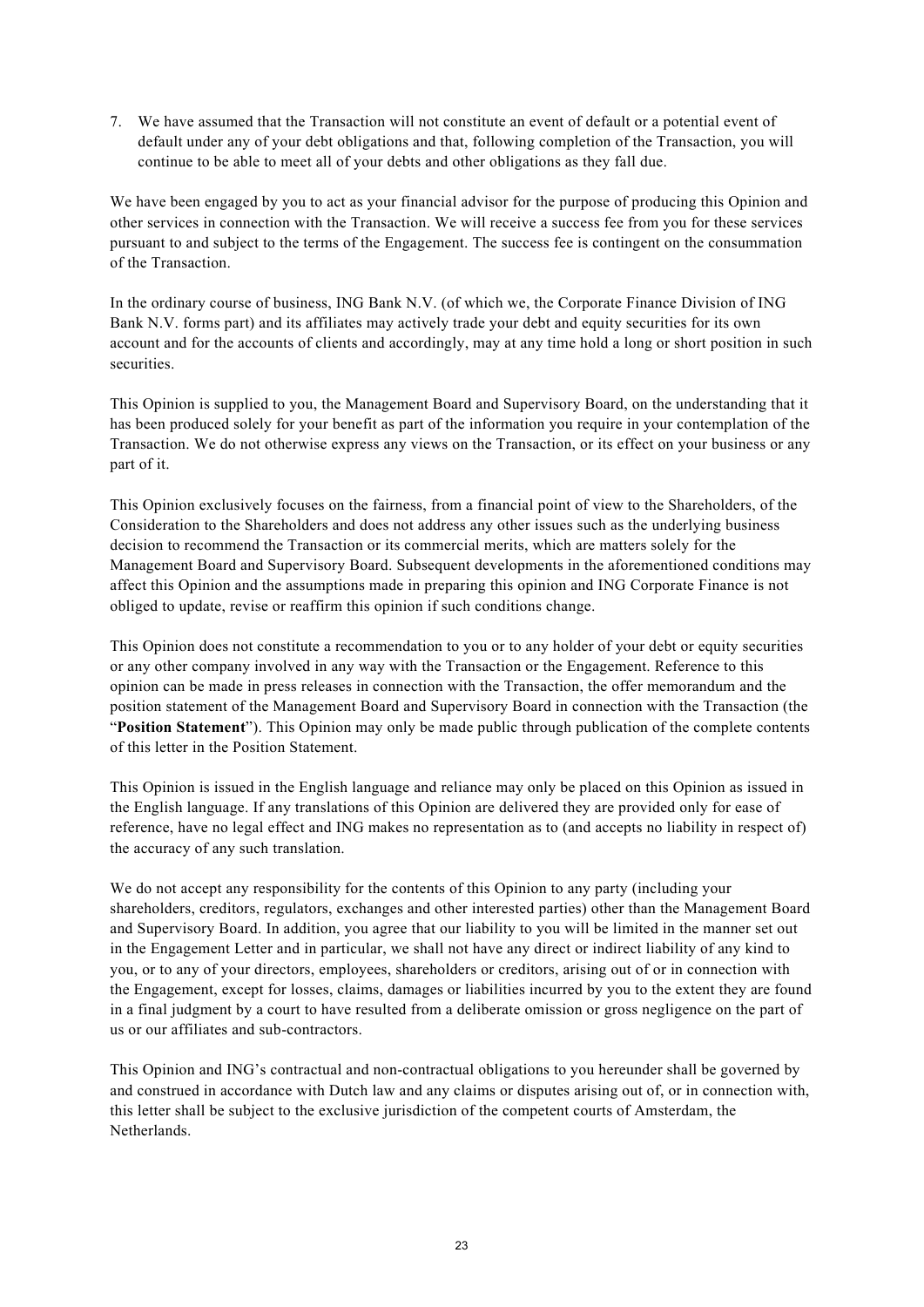7. We have assumed that the Transaction will not constitute an event of default or a potential event of default under any of your debt obligations and that, following completion of the Transaction, you will continue to be able to meet all of your debts and other obligations as they fall due.

We have been engaged by you to act as your financial advisor for the purpose of producing this Opinion and other services in connection with the Transaction. We will receive a success fee from you for these services pursuant to and subject to the terms of the Engagement. The success fee is contingent on the consummation of the Transaction.

In the ordinary course of business, ING Bank N.V. (of which we, the Corporate Finance Division of ING Bank N.V. forms part) and its affiliates may actively trade your debt and equity securities for its own account and for the accounts of clients and accordingly, may at any time hold a long or short position in such securities.

This Opinion is supplied to you, the Management Board and Supervisory Board, on the understanding that it has been produced solely for your benefit as part of the information you require in your contemplation of the Transaction. We do not otherwise express any views on the Transaction, or its effect on your business or any part of it.

This Opinion exclusively focuses on the fairness, from a financial point of view to the Shareholders, of the Consideration to the Shareholders and does not address any other issues such as the underlying business decision to recommend the Transaction or its commercial merits, which are matters solely for the Management Board and Supervisory Board. Subsequent developments in the aforementioned conditions may affect this Opinion and the assumptions made in preparing this opinion and ING Corporate Finance is not obliged to update, revise or reaffirm this opinion if such conditions change.

This Opinion does not constitute a recommendation to you or to any holder of your debt or equity securities or any other company involved in any way with the Transaction or the Engagement. Reference to this opinion can be made in press releases in connection with the Transaction, the offer memorandum and the position statement of the Management Board and Supervisory Board in connection with the Transaction (the "**Position Statement**"). This Opinion may only be made public through publication of the complete contents of this letter in the Position Statement.

This Opinion is issued in the English language and reliance may only be placed on this Opinion as issued in the English language. If any translations of this Opinion are delivered they are provided only for ease of reference, have no legal effect and ING makes no representation as to (and accepts no liability in respect of) the accuracy of any such translation.

We do not accept any responsibility for the contents of this Opinion to any party (including your shareholders, creditors, regulators, exchanges and other interested parties) other than the Management Board and Supervisory Board. In addition, you agree that our liability to you will be limited in the manner set out in the Engagement Letter and in particular, we shall not have any direct or indirect liability of any kind to you, or to any of your directors, employees, shareholders or creditors, arising out of or in connection with the Engagement, except for losses, claims, damages or liabilities incurred by you to the extent they are found in a final judgment by a court to have resulted from a deliberate omission or gross negligence on the part of us or our affiliates and sub-contractors.

This Opinion and ING's contractual and non-contractual obligations to you hereunder shall be governed by and construed in accordance with Dutch law and any claims or disputes arising out of, or in connection with, this letter shall be subject to the exclusive jurisdiction of the competent courts of Amsterdam, the Netherlands.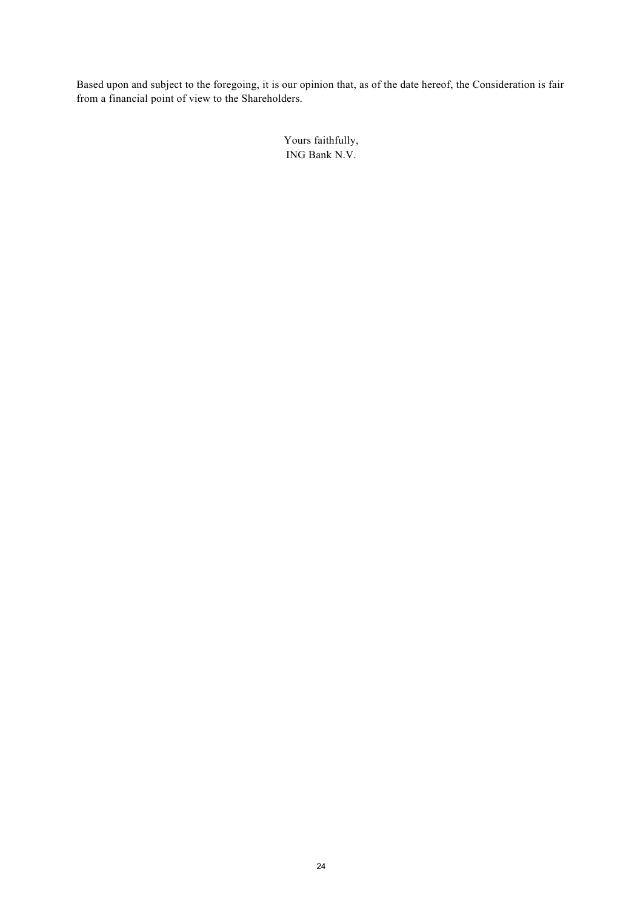Based upon and subject to the foregoing, it is our opinion that, as of the date hereof, the Consideration is fair from a financial point of view to the Shareholders.

Yours faithfully,
ING Bank N.V.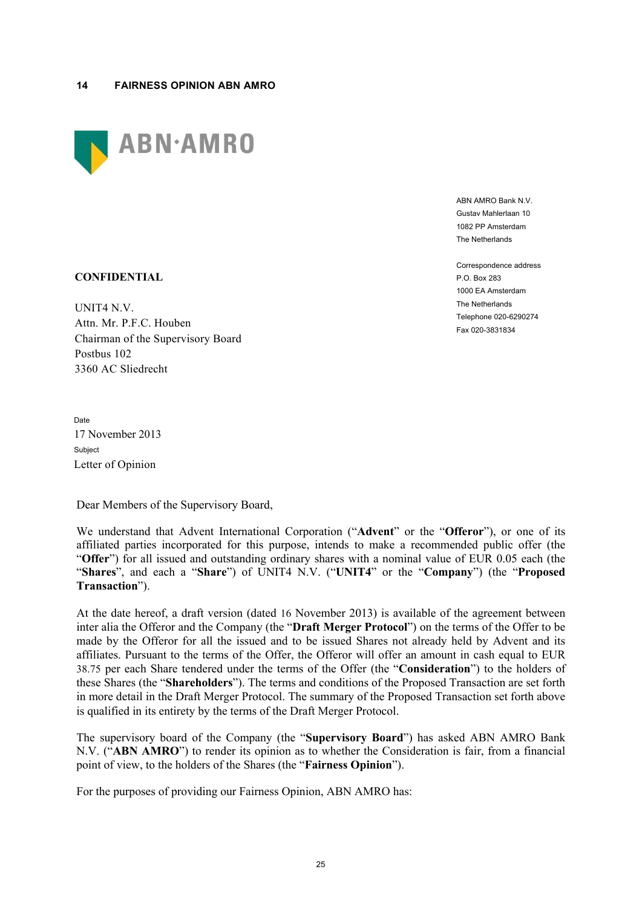## 14 FAIRNESS OPINION ABN AMRO

ABN·AMRO

ABN AMRO Bank N.V.
Gustav Mahlerlaan 10
1082 PP Amsterdam
The Netherlands

Correspondence address
P.O. Box 283
1000 EA Amsterdam
The Netherlands
Telephone 020-6290274
Fax 020-3831834

**CONFIDENTIAL**

UNIT4 N.V.
Attn. Mr. P.F.C. Houben
Chairman of the Supervisory Board
Postbus 102
3360 AC Sliedrecht

Date
17 November 2013
Subject
Letter of Opinion

Dear Members of the Supervisory Board,

We understand that Advent International Corporation ("**Advent**" or the "**Offeror**"), or one of its affiliated parties incorporated for this purpose, intends to make a recommended public offer (the "**Offer**") for all issued and outstanding ordinary shares with a nominal value of EUR 0.05 each (the "**Shares**", and each a "**Share**") of UNIT4 N.V. ("**UNIT4**" or the "**Company**") (the "**Proposed Transaction**").

At the date hereof, a draft version (dated 16 November 2013) is available of the agreement between inter alia the Offeror and the Company (the "**Draft Merger Protocol**") on the terms of the Offer to be made by the Offeror for all the issued and to be issued Shares not already held by Advent and its affiliates. Pursuant to the terms of the Offer, the Offeror will offer an amount in cash equal to EUR 38.75 per each Share tendered under the terms of the Offer (the "**Consideration**") to the holders of these Shares (the "**Shareholders**"). The terms and conditions of the Proposed Transaction are set forth in more detail in the Draft Merger Protocol. The summary of the Proposed Transaction set forth above is qualified in its entirety by the terms of the Draft Merger Protocol.

The supervisory board of the Company (the "**Supervisory Board**") has asked ABN AMRO Bank N.V. ("**ABN AMRO**") to render its opinion as to whether the Consideration is fair, from a financial point of view, to the holders of the Shares (the "**Fairness Opinion**").

For the purposes of providing our Fairness Opinion, ABN AMRO has: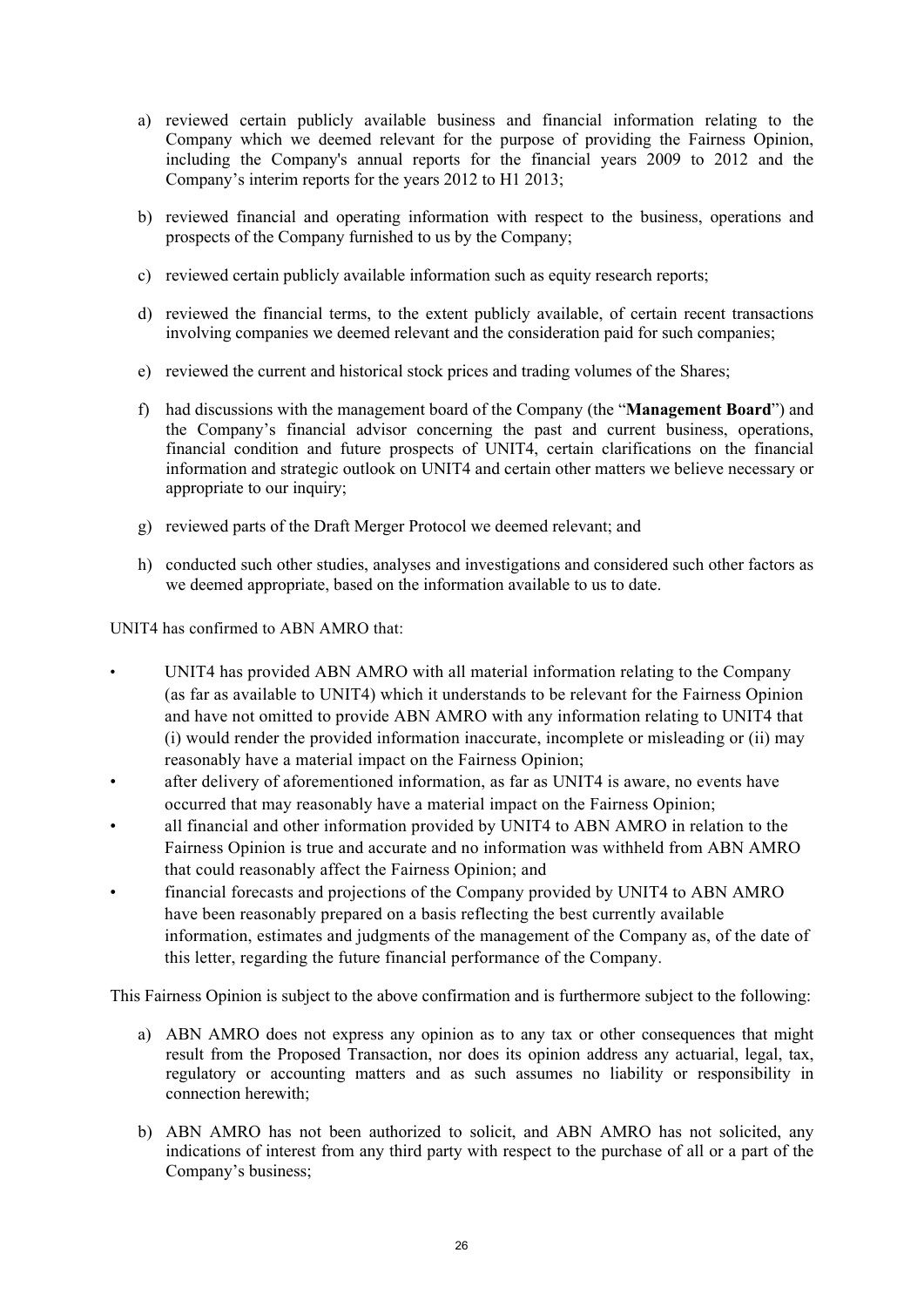a) reviewed certain publicly available business and financial information relating to the Company which we deemed relevant for the purpose of providing the Fairness Opinion, including the Company's annual reports for the financial years 2009 to 2012 and the Company's interim reports for the years 2012 to H1 2013;

b) reviewed financial and operating information with respect to the business, operations and prospects of the Company furnished to us by the Company;

c) reviewed certain publicly available information such as equity research reports;

d) reviewed the financial terms, to the extent publicly available, of certain recent transactions involving companies we deemed relevant and the consideration paid for such companies;

e) reviewed the current and historical stock prices and trading volumes of the Shares;

f) had discussions with the management board of the Company (the "**Management Board**") and the Company's financial advisor concerning the past and current business, operations, financial condition and future prospects of UNIT4, certain clarifications on the financial information and strategic outlook on UNIT4 and certain other matters we believe necessary or appropriate to our inquiry;

g) reviewed parts of the Draft Merger Protocol we deemed relevant; and

h) conducted such other studies, analyses and investigations and considered such other factors as we deemed appropriate, based on the information available to us to date.

UNIT4 has confirmed to ABN AMRO that:

- UNIT4 has provided ABN AMRO with all material information relating to the Company (as far as available to UNIT4) which it understands to be relevant for the Fairness Opinion and have not omitted to provide ABN AMRO with any information relating to UNIT4 that (i) would render the provided information inaccurate, incomplete or misleading or (ii) may reasonably have a material impact on the Fairness Opinion;
- after delivery of aforementioned information, as far as UNIT4 is aware, no events have occurred that may reasonably have a material impact on the Fairness Opinion;
- all financial and other information provided by UNIT4 to ABN AMRO in relation to the Fairness Opinion is true and accurate and no information was withheld from ABN AMRO that could reasonably affect the Fairness Opinion; and
- financial forecasts and projections of the Company provided by UNIT4 to ABN AMRO have been reasonably prepared on a basis reflecting the best currently available information, estimates and judgments of the management of the Company as, of the date of this letter, regarding the future financial performance of the Company.

This Fairness Opinion is subject to the above confirmation and is furthermore subject to the following:

a) ABN AMRO does not express any opinion as to any tax or other consequences that might result from the Proposed Transaction, nor does its opinion address any actuarial, legal, tax, regulatory or accounting matters and as such assumes no liability or responsibility in connection herewith;

b) ABN AMRO has not been authorized to solicit, and ABN AMRO has not solicited, any indications of interest from any third party with respect to the purchase of all or a part of the Company's business;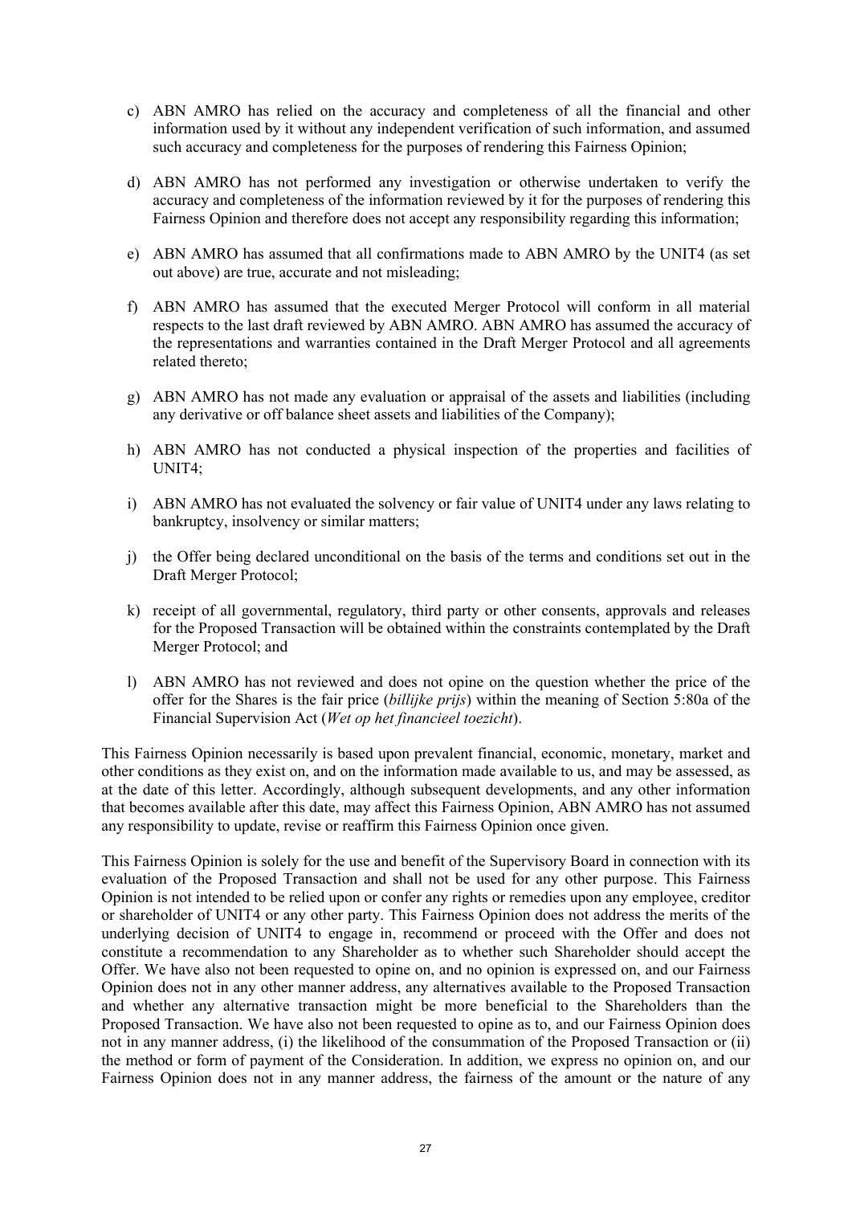c) ABN AMRO has relied on the accuracy and completeness of all the financial and other information used by it without any independent verification of such information, and assumed such accuracy and completeness for the purposes of rendering this Fairness Opinion;

d) ABN AMRO has not performed any investigation or otherwise undertaken to verify the accuracy and completeness of the information reviewed by it for the purposes of rendering this Fairness Opinion and therefore does not accept any responsibility regarding this information;

e) ABN AMRO has assumed that all confirmations made to ABN AMRO by the UNIT4 (as set out above) are true, accurate and not misleading;

f) ABN AMRO has assumed that the executed Merger Protocol will conform in all material respects to the last draft reviewed by ABN AMRO. ABN AMRO has assumed the accuracy of the representations and warranties contained in the Draft Merger Protocol and all agreements related thereto;

g) ABN AMRO has not made any evaluation or appraisal of the assets and liabilities (including any derivative or off balance sheet assets and liabilities of the Company);

h) ABN AMRO has not conducted a physical inspection of the properties and facilities of UNIT4;

i) ABN AMRO has not evaluated the solvency or fair value of UNIT4 under any laws relating to bankruptcy, insolvency or similar matters;

j) the Offer being declared unconditional on the basis of the terms and conditions set out in the Draft Merger Protocol;

k) receipt of all governmental, regulatory, third party or other consents, approvals and releases for the Proposed Transaction will be obtained within the constraints contemplated by the Draft Merger Protocol; and

l) ABN AMRO has not reviewed and does not opine on the question whether the price of the offer for the Shares is the fair price (*billijke prijs*) within the meaning of Section 5:80a of the Financial Supervision Act (*Wet op het financieel toezicht*).

This Fairness Opinion necessarily is based upon prevalent financial, economic, monetary, market and other conditions as they exist on, and on the information made available to us, and may be assessed, as at the date of this letter. Accordingly, although subsequent developments, and any other information that becomes available after this date, may affect this Fairness Opinion, ABN AMRO has not assumed any responsibility to update, revise or reaffirm this Fairness Opinion once given.

This Fairness Opinion is solely for the use and benefit of the Supervisory Board in connection with its evaluation of the Proposed Transaction and shall not be used for any other purpose. This Fairness Opinion is not intended to be relied upon or confer any rights or remedies upon any employee, creditor or shareholder of UNIT4 or any other party. This Fairness Opinion does not address the merits of the underlying decision of UNIT4 to engage in, recommend or proceed with the Offer and does not constitute a recommendation to any Shareholder as to whether such Shareholder should accept the Offer. We have also not been requested to opine on, and no opinion is expressed on, and our Fairness Opinion does not in any other manner address, any alternatives available to the Proposed Transaction and whether any alternative transaction might be more beneficial to the Shareholders than the Proposed Transaction. We have also not been requested to opine as to, and our Fairness Opinion does not in any manner address, (i) the likelihood of the consummation of the Proposed Transaction or (ii) the method or form of payment of the Consideration. In addition, we express no opinion on, and our Fairness Opinion does not in any manner address, the fairness of the amount or the nature of any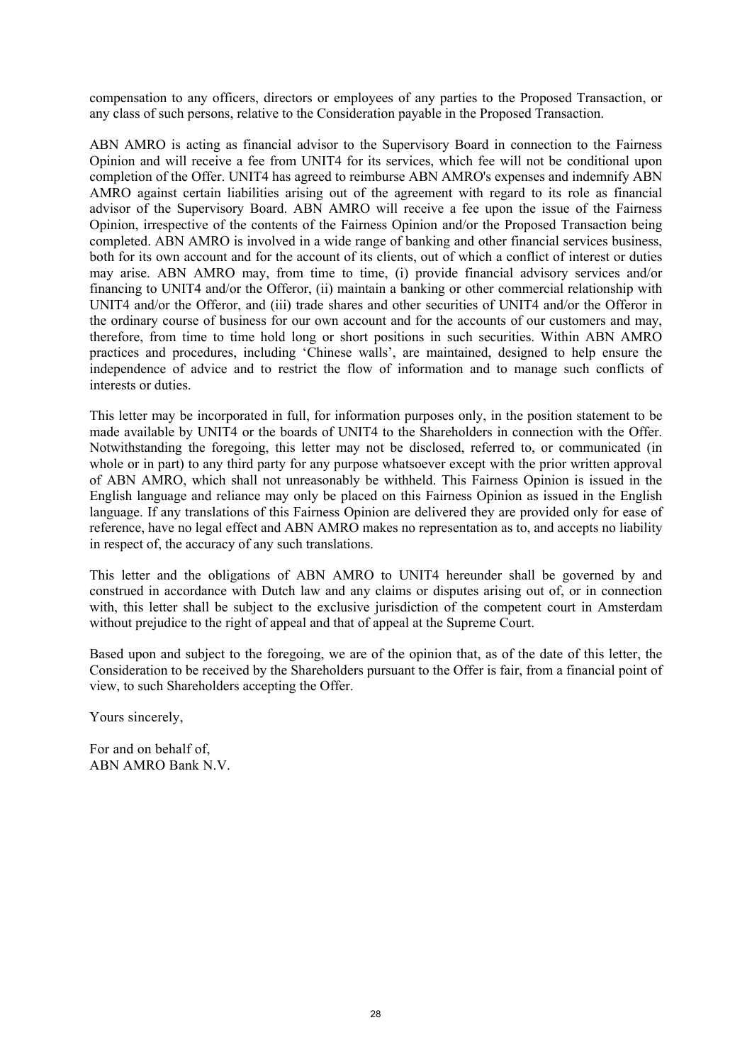compensation to any officers, directors or employees of any parties to the Proposed Transaction, or any class of such persons, relative to the Consideration payable in the Proposed Transaction.

ABN AMRO is acting as financial advisor to the Supervisory Board in connection to the Fairness Opinion and will receive a fee from UNIT4 for its services, which fee will not be conditional upon completion of the Offer. UNIT4 has agreed to reimburse ABN AMRO's expenses and indemnify ABN AMRO against certain liabilities arising out of the agreement with regard to its role as financial advisor of the Supervisory Board. ABN AMRO will receive a fee upon the issue of the Fairness Opinion, irrespective of the contents of the Fairness Opinion and/or the Proposed Transaction being completed. ABN AMRO is involved in a wide range of banking and other financial services business, both for its own account and for the account of its clients, out of which a conflict of interest or duties may arise. ABN AMRO may, from time to time, (i) provide financial advisory services and/or financing to UNIT4 and/or the Offeror, (ii) maintain a banking or other commercial relationship with UNIT4 and/or the Offeror, and (iii) trade shares and other securities of UNIT4 and/or the Offeror in the ordinary course of business for our own account and for the accounts of our customers and may, therefore, from time to time hold long or short positions in such securities. Within ABN AMRO practices and procedures, including 'Chinese walls', are maintained, designed to help ensure the independence of advice and to restrict the flow of information and to manage such conflicts of interests or duties.

This letter may be incorporated in full, for information purposes only, in the position statement to be made available by UNIT4 or the boards of UNIT4 to the Shareholders in connection with the Offer. Notwithstanding the foregoing, this letter may not be disclosed, referred to, or communicated (in whole or in part) to any third party for any purpose whatsoever except with the prior written approval of ABN AMRO, which shall not unreasonably be withheld. This Fairness Opinion is issued in the English language and reliance may only be placed on this Fairness Opinion as issued in the English language. If any translations of this Fairness Opinion are delivered they are provided only for ease of reference, have no legal effect and ABN AMRO makes no representation as to, and accepts no liability in respect of, the accuracy of any such translations.

This letter and the obligations of ABN AMRO to UNIT4 hereunder shall be governed by and construed in accordance with Dutch law and any claims or disputes arising out of, or in connection with, this letter shall be subject to the exclusive jurisdiction of the competent court in Amsterdam without prejudice to the right of appeal and that of appeal at the Supreme Court.

Based upon and subject to the foregoing, we are of the opinion that, as of the date of this letter, the Consideration to be received by the Shareholders pursuant to the Offer is fair, from a financial point of view, to such Shareholders accepting the Offer.

Yours sincerely,

For and on behalf of,
ABN AMRO Bank N.V.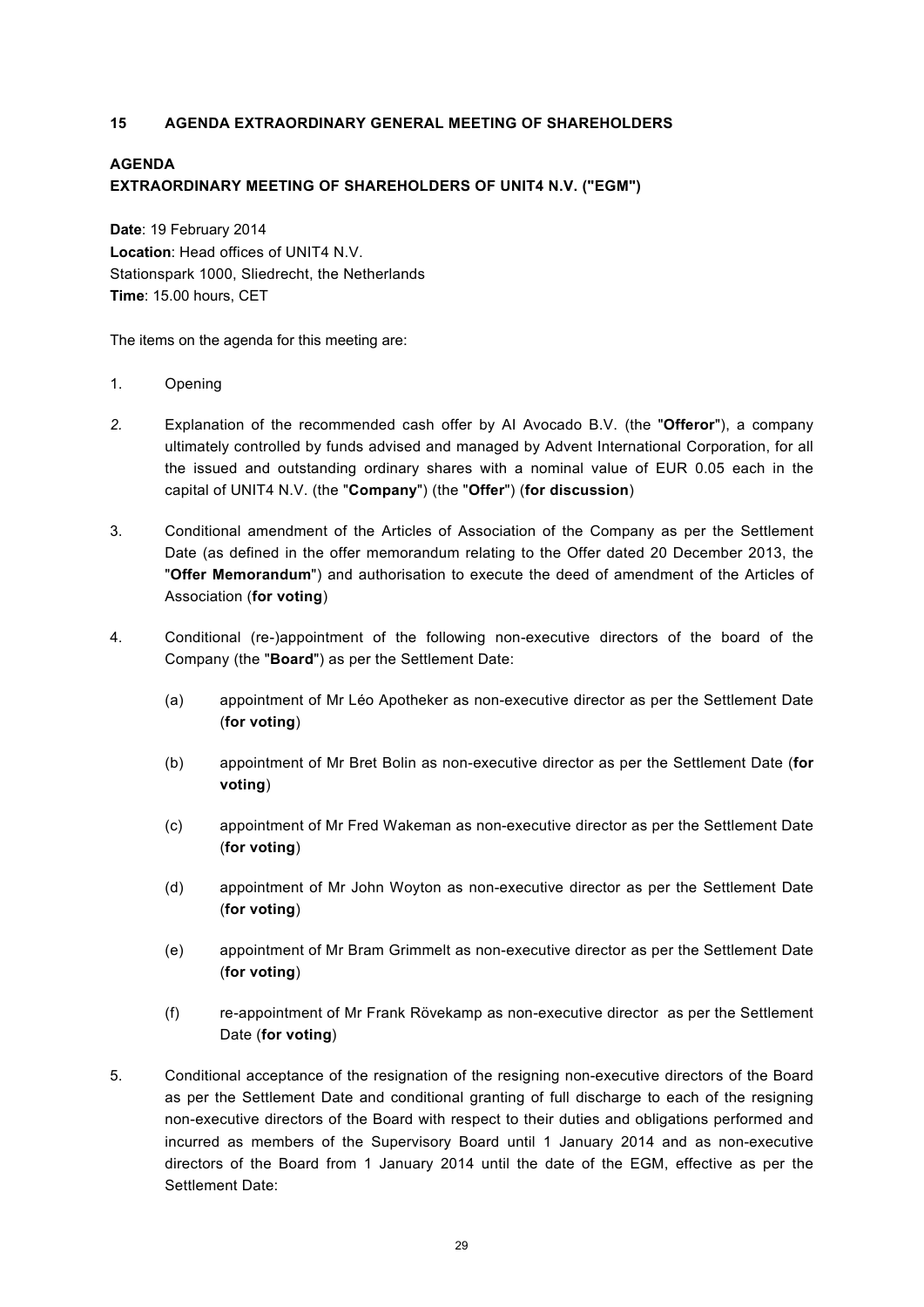## 15 AGENDA EXTRAORDINARY GENERAL MEETING OF SHAREHOLDERS

**AGENDA**
**EXTRAORDINARY MEETING OF SHAREHOLDERS OF UNIT4 N.V. ("EGM")**

**Date**: 19 February 2014
**Location**: Head offices of UNIT4 N.V.
Stationspark 1000, Sliedrecht, the Netherlands
**Time**: 15.00 hours, CET

The items on the agenda for this meeting are:

1. Opening

*2.* Explanation of the recommended cash offer by AI Avocado B.V. (the "**Offeror**"), a company ultimately controlled by funds advised and managed by Advent International Corporation, for all the issued and outstanding ordinary shares with a nominal value of EUR 0.05 each in the capital of UNIT4 N.V. (the "**Company**") (the "**Offer**") (**for discussion**)

3. Conditional amendment of the Articles of Association of the Company as per the Settlement Date (as defined in the offer memorandum relating to the Offer dated 20 December 2013, the "**Offer Memorandum**") and authorisation to execute the deed of amendment of the Articles of Association (**for voting**)

4. Conditional (re-)appointment of the following non-executive directors of the board of the Company (the "**Board**") as per the Settlement Date:

   (a) appointment of Mr Léo Apotheker as non-executive director as per the Settlement Date (**for voting**)

   (b) appointment of Mr Bret Bolin as non-executive director as per the Settlement Date (**for voting**)

   (c) appointment of Mr Fred Wakeman as non-executive director as per the Settlement Date (**for voting**)

   (d) appointment of Mr John Woyton as non-executive director as per the Settlement Date (**for voting**)

   (e) appointment of Mr Bram Grimmelt as non-executive director as per the Settlement Date (**for voting**)

   (f) re-appointment of Mr Frank Rövekamp as non-executive director as per the Settlement Date (**for voting**)

5. Conditional acceptance of the resignation of the resigning non-executive directors of the Board as per the Settlement Date and conditional granting of full discharge to each of the resigning non-executive directors of the Board with respect to their duties and obligations performed and incurred as members of the Supervisory Board until 1 January 2014 and as non-executive directors of the Board from 1 January 2014 until the date of the EGM, effective as per the Settlement Date: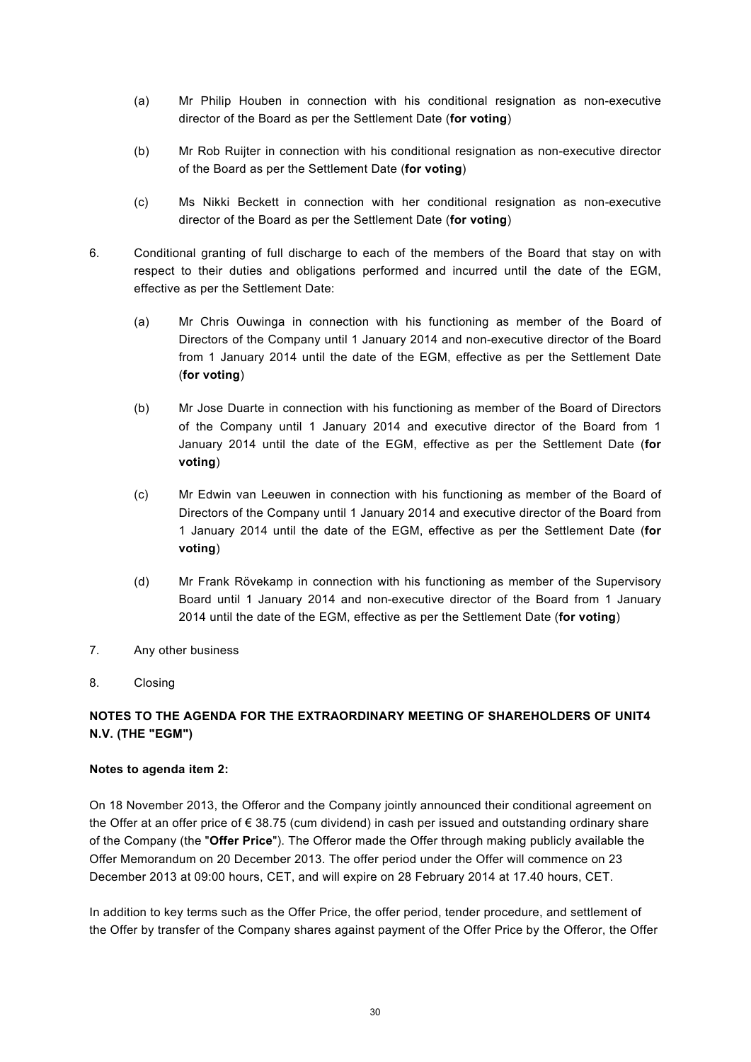(a) Mr Philip Houben in connection with his conditional resignation as non-executive director of the Board as per the Settlement Date (**for voting**)

(b) Mr Rob Ruijter in connection with his conditional resignation as non-executive director of the Board as per the Settlement Date (**for voting**)

(c) Ms Nikki Beckett in connection with her conditional resignation as non-executive director of the Board as per the Settlement Date (**for voting**)

6. Conditional granting of full discharge to each of the members of the Board that stay on with respect to their duties and obligations performed and incurred until the date of the EGM, effective as per the Settlement Date:

   (a) Mr Chris Ouwinga in connection with his functioning as member of the Board of Directors of the Company until 1 January 2014 and non-executive director of the Board from 1 January 2014 until the date of the EGM, effective as per the Settlement Date (**for voting**)

   (b) Mr Jose Duarte in connection with his functioning as member of the Board of Directors of the Company until 1 January 2014 and executive director of the Board from 1 January 2014 until the date of the EGM, effective as per the Settlement Date (**for voting**)

   (c) Mr Edwin van Leeuwen in connection with his functioning as member of the Board of Directors of the Company until 1 January 2014 and executive director of the Board from 1 January 2014 until the date of the EGM, effective as per the Settlement Date (**for voting**)

   (d) Mr Frank Rövekamp in connection with his functioning as member of the Supervisory Board until 1 January 2014 and non-executive director of the Board from 1 January 2014 until the date of the EGM, effective as per the Settlement Date (**for voting**)

7. Any other business

8. Closing

**NOTES TO THE AGENDA FOR THE EXTRAORDINARY MEETING OF SHAREHOLDERS OF UNIT4 N.V. (THE "EGM")**

**Notes to agenda item 2:**

On 18 November 2013, the Offeror and the Company jointly announced their conditional agreement on the Offer at an offer price of € 38.75 (cum dividend) in cash per issued and outstanding ordinary share of the Company (the "**Offer Price**"). The Offeror made the Offer through making publicly available the Offer Memorandum on 20 December 2013. The offer period under the Offer will commence on 23 December 2013 at 09:00 hours, CET, and will expire on 28 February 2014 at 17.40 hours, CET.

In addition to key terms such as the Offer Price, the offer period, tender procedure, and settlement of the Offer by transfer of the Company shares against payment of the Offer Price by the Offeror, the Offer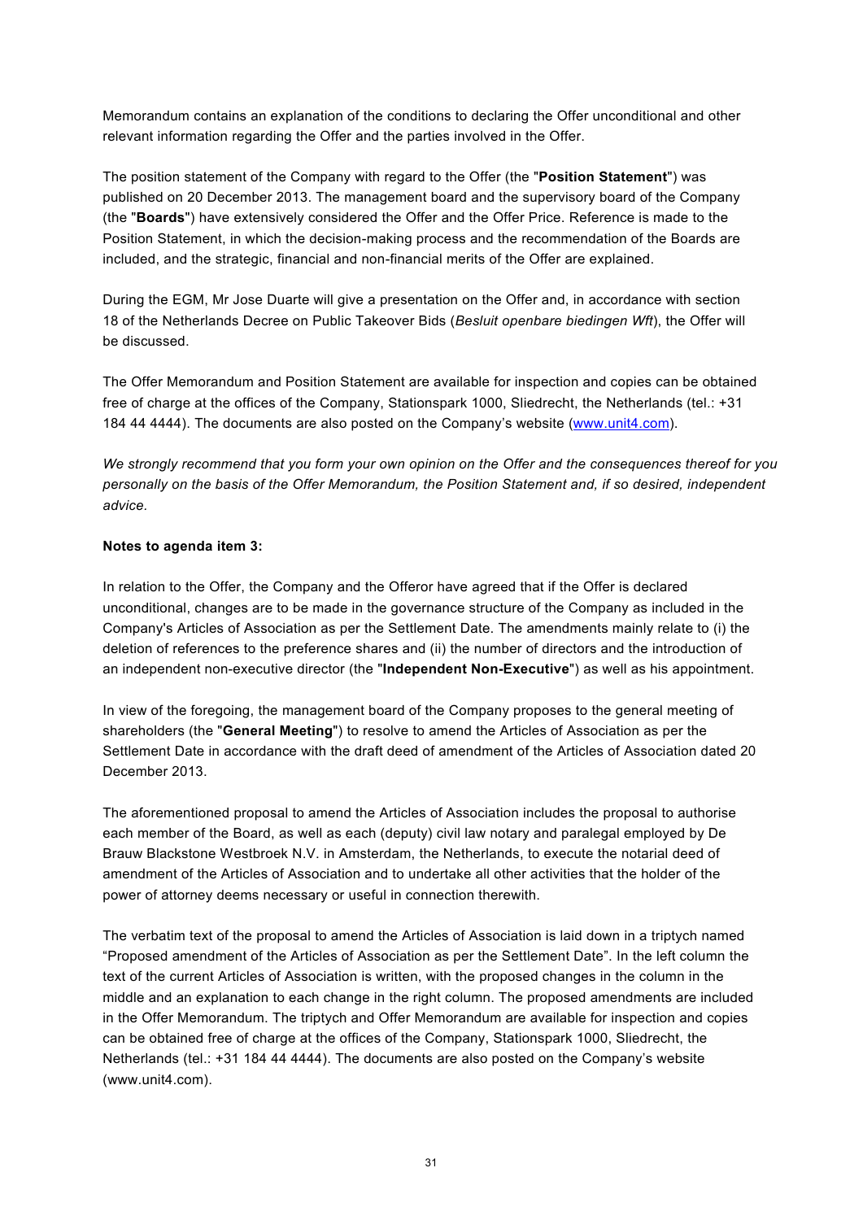Memorandum contains an explanation of the conditions to declaring the Offer unconditional and other relevant information regarding the Offer and the parties involved in the Offer.

The position statement of the Company with regard to the Offer (the "**Position Statement**") was published on 20 December 2013. The management board and the supervisory board of the Company (the "**Boards**") have extensively considered the Offer and the Offer Price. Reference is made to the Position Statement, in which the decision-making process and the recommendation of the Boards are included, and the strategic, financial and non-financial merits of the Offer are explained.

During the EGM, Mr Jose Duarte will give a presentation on the Offer and, in accordance with section 18 of the Netherlands Decree on Public Takeover Bids (*Besluit openbare biedingen Wft*), the Offer will be discussed.

The Offer Memorandum and Position Statement are available for inspection and copies can be obtained free of charge at the offices of the Company, Stationspark 1000, Sliedrecht, the Netherlands (tel.: +31 184 44 4444). The documents are also posted on the Company's website (www.unit4.com).

*We strongly recommend that you form your own opinion on the Offer and the consequences thereof for you personally on the basis of the Offer Memorandum, the Position Statement and, if so desired, independent advice.*

**Notes to agenda item 3:**

In relation to the Offer, the Company and the Offeror have agreed that if the Offer is declared unconditional, changes are to be made in the governance structure of the Company as included in the Company's Articles of Association as per the Settlement Date. The amendments mainly relate to (i) the deletion of references to the preference shares and (ii) the number of directors and the introduction of an independent non-executive director (the "**Independent Non-Executive**") as well as his appointment.

In view of the foregoing, the management board of the Company proposes to the general meeting of shareholders (the "**General Meeting**") to resolve to amend the Articles of Association as per the Settlement Date in accordance with the draft deed of amendment of the Articles of Association dated 20 December 2013.

The aforementioned proposal to amend the Articles of Association includes the proposal to authorise each member of the Board, as well as each (deputy) civil law notary and paralegal employed by De Brauw Blackstone Westbroek N.V. in Amsterdam, the Netherlands, to execute the notarial deed of amendment of the Articles of Association and to undertake all other activities that the holder of the power of attorney deems necessary or useful in connection therewith.

The verbatim text of the proposal to amend the Articles of Association is laid down in a triptych named "Proposed amendment of the Articles of Association as per the Settlement Date". In the left column the text of the current Articles of Association is written, with the proposed changes in the column in the middle and an explanation to each change in the right column. The proposed amendments are included in the Offer Memorandum. The triptych and Offer Memorandum are available for inspection and copies can be obtained free of charge at the offices of the Company, Stationspark 1000, Sliedrecht, the Netherlands (tel.: +31 184 44 4444). The documents are also posted on the Company's website (www.unit4.com).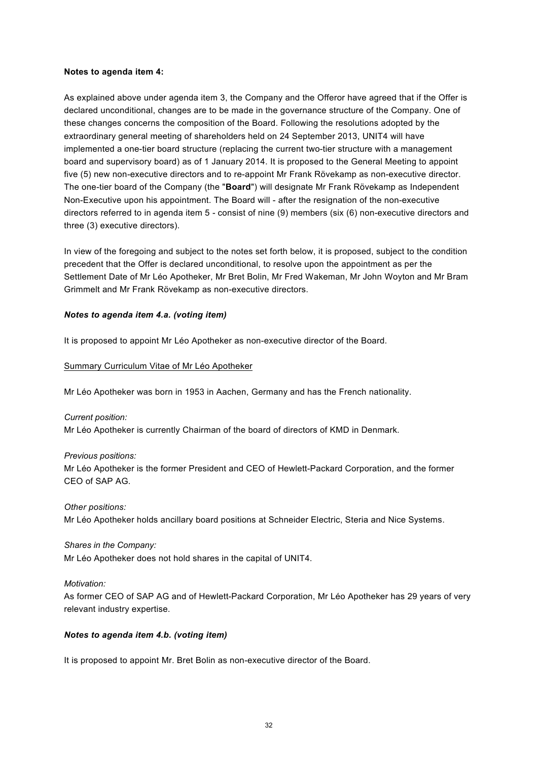**Notes to agenda item 4:**

As explained above under agenda item 3, the Company and the Offeror have agreed that if the Offer is declared unconditional, changes are to be made in the governance structure of the Company. One of these changes concerns the composition of the Board. Following the resolutions adopted by the extraordinary general meeting of shareholders held on 24 September 2013, UNIT4 will have implemented a one-tier board structure (replacing the current two-tier structure with a management board and supervisory board) as of 1 January 2014. It is proposed to the General Meeting to appoint five (5) new non-executive directors and to re-appoint Mr Frank Rövekamp as non-executive director. The one-tier board of the Company (the "**Board**") will designate Mr Frank Rövekamp as Independent Non-Executive upon his appointment. The Board will - after the resignation of the non-executive directors referred to in agenda item 5 - consist of nine (9) members (six (6) non-executive directors and three (3) executive directors).

In view of the foregoing and subject to the notes set forth below, it is proposed, subject to the condition precedent that the Offer is declared unconditional, to resolve upon the appointment as per the Settlement Date of Mr Léo Apotheker, Mr Bret Bolin, Mr Fred Wakeman, Mr John Woyton and Mr Bram Grimmelt and Mr Frank Rövekamp as non-executive directors.

***Notes to agenda item 4.a. (voting item)***

It is proposed to appoint Mr Léo Apotheker as non-executive director of the Board.

<u>Summary Curriculum Vitae of Mr Léo Apotheker</u>

Mr Léo Apotheker was born in 1953 in Aachen, Germany and has the French nationality.

*Current position:*
Mr Léo Apotheker is currently Chairman of the board of directors of KMD in Denmark.

*Previous positions:*
Mr Léo Apotheker is the former President and CEO of Hewlett-Packard Corporation, and the former CEO of SAP AG.

*Other positions:*
Mr Léo Apotheker holds ancillary board positions at Schneider Electric, Steria and Nice Systems.

*Shares in the Company:*
Mr Léo Apotheker does not hold shares in the capital of UNIT4.

*Motivation:*
As former CEO of SAP AG and of Hewlett-Packard Corporation, Mr Léo Apotheker has 29 years of very relevant industry expertise.

***Notes to agenda item 4.b. (voting item)***

It is proposed to appoint Mr. Bret Bolin as non-executive director of the Board.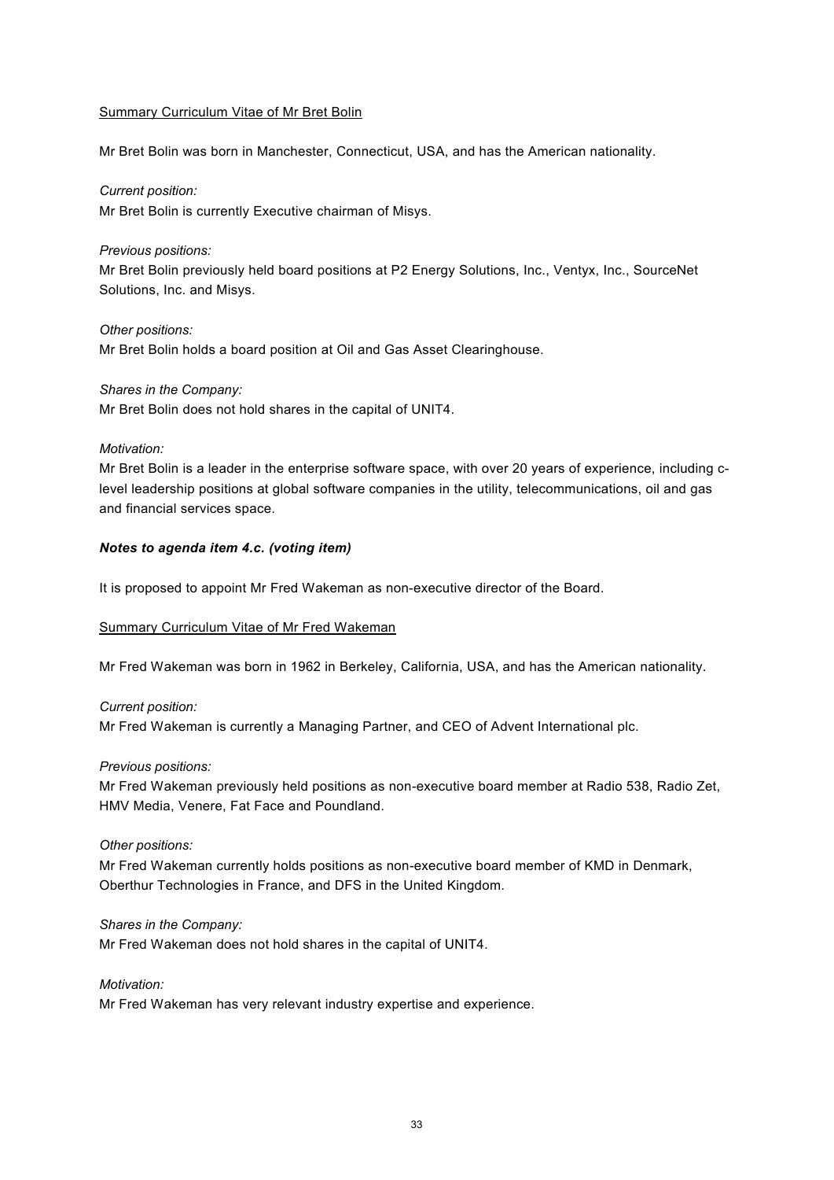<u>Summary Curriculum Vitae of Mr Bret Bolin</u>

Mr Bret Bolin was born in Manchester, Connecticut, USA, and has the American nationality.

*Current position:*
Mr Bret Bolin is currently Executive chairman of Misys.

*Previous positions:*
Mr Bret Bolin previously held board positions at P2 Energy Solutions, Inc., Ventyx, Inc., SourceNet Solutions, Inc. and Misys.

*Other positions:*
Mr Bret Bolin holds a board position at Oil and Gas Asset Clearinghouse.

*Shares in the Company:*
Mr Bret Bolin does not hold shares in the capital of UNIT4.

*Motivation:*
Mr Bret Bolin is a leader in the enterprise software space, with over 20 years of experience, including c-level leadership positions at global software companies in the utility, telecommunications, oil and gas and financial services space.

***Notes to agenda item 4.c. (voting item)***

It is proposed to appoint Mr Fred Wakeman as non-executive director of the Board.

<u>Summary Curriculum Vitae of Mr Fred Wakeman</u>

Mr Fred Wakeman was born in 1962 in Berkeley, California, USA, and has the American nationality.

*Current position:*
Mr Fred Wakeman is currently a Managing Partner, and CEO of Advent International plc.

*Previous positions:*
Mr Fred Wakeman previously held positions as non-executive board member at Radio 538, Radio Zet, HMV Media, Venere, Fat Face and Poundland.

*Other positions:*
Mr Fred Wakeman currently holds positions as non-executive board member of KMD in Denmark, Oberthur Technologies in France, and DFS in the United Kingdom.

*Shares in the Company:*
Mr Fred Wakeman does not hold shares in the capital of UNIT4.

*Motivation:*
Mr Fred Wakeman has very relevant industry expertise and experience.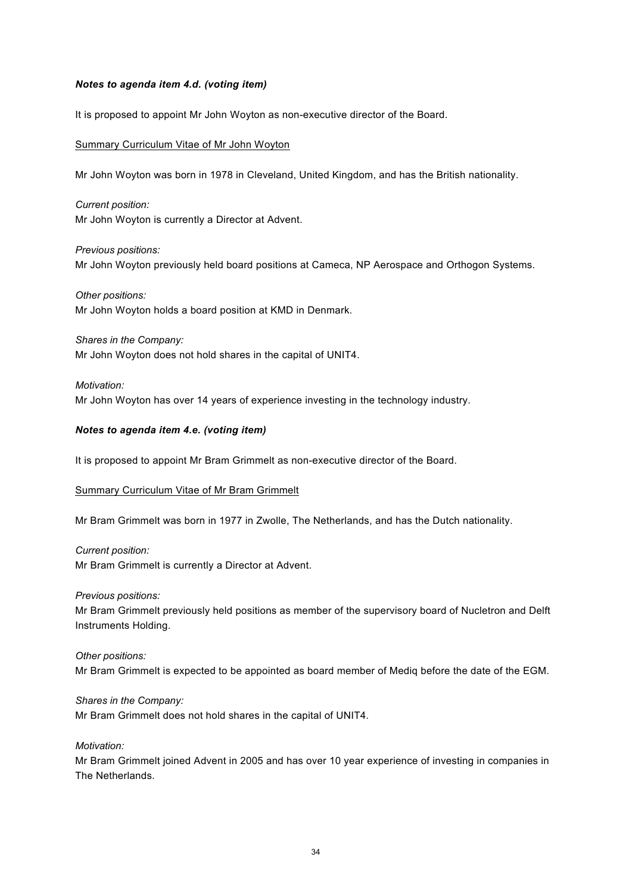***Notes to agenda item 4.d. (voting item)***

It is proposed to appoint Mr John Woyton as non-executive director of the Board.

Summary Curriculum Vitae of Mr John Woyton

Mr John Woyton was born in 1978 in Cleveland, United Kingdom, and has the British nationality.

*Current position:*
Mr John Woyton is currently a Director at Advent.

*Previous positions:*
Mr John Woyton previously held board positions at Cameca, NP Aerospace and Orthogon Systems.

*Other positions:*
Mr John Woyton holds a board position at KMD in Denmark.

*Shares in the Company:*
Mr John Woyton does not hold shares in the capital of UNIT4.

*Motivation:*
Mr John Woyton has over 14 years of experience investing in the technology industry.

***Notes to agenda item 4.e. (voting item)***

It is proposed to appoint Mr Bram Grimmelt as non-executive director of the Board.

Summary Curriculum Vitae of Mr Bram Grimmelt

Mr Bram Grimmelt was born in 1977 in Zwolle, The Netherlands, and has the Dutch nationality.

*Current position:*
Mr Bram Grimmelt is currently a Director at Advent.

*Previous positions:*
Mr Bram Grimmelt previously held positions as member of the supervisory board of Nucletron and Delft Instruments Holding.

*Other positions:*
Mr Bram Grimmelt is expected to be appointed as board member of Mediq before the date of the EGM.

*Shares in the Company:*
Mr Bram Grimmelt does not hold shares in the capital of UNIT4.

*Motivation:*
Mr Bram Grimmelt joined Advent in 2005 and has over 10 year experience of investing in companies in The Netherlands.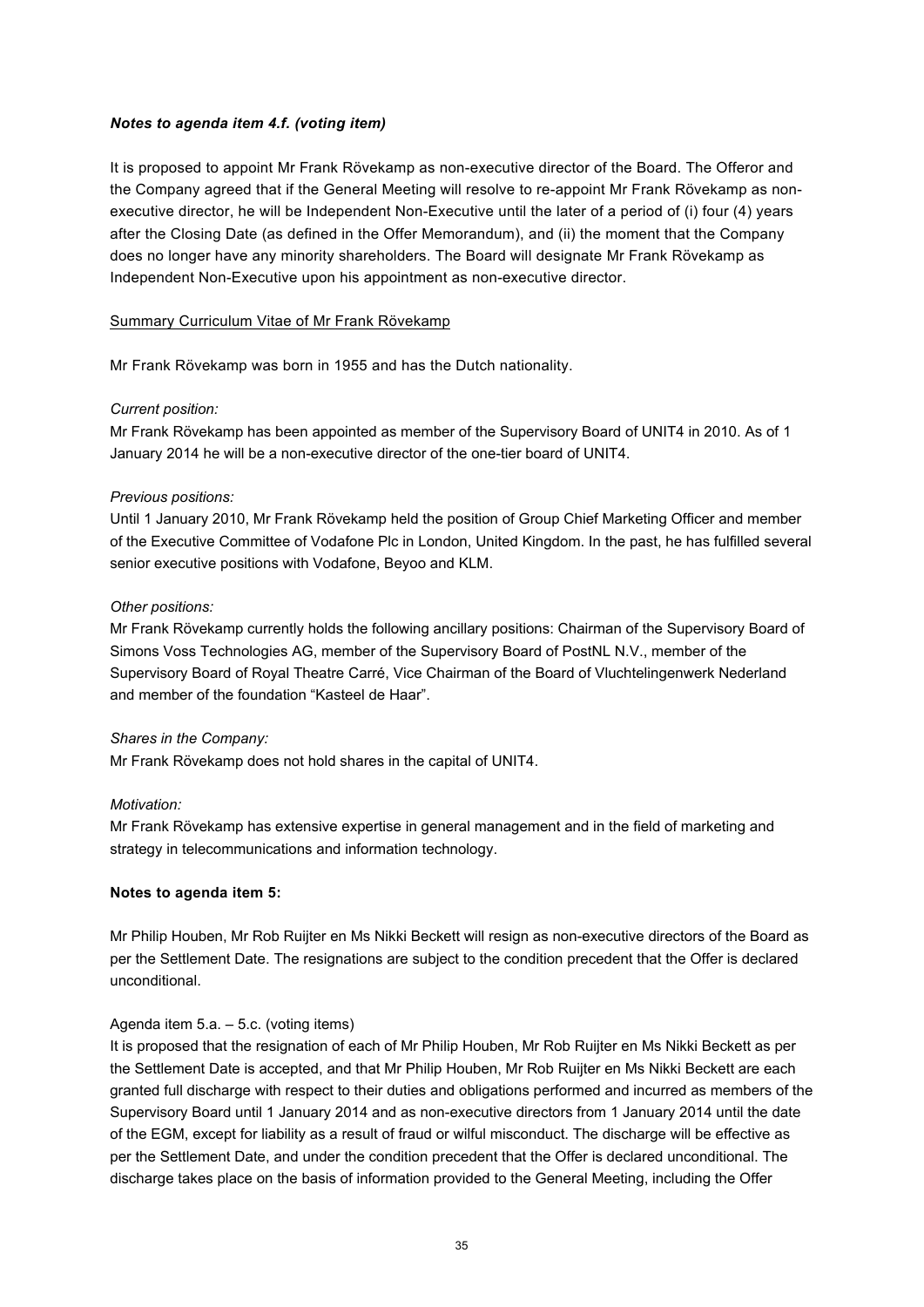***Notes to agenda item 4.f. (voting item)***

It is proposed to appoint Mr Frank Rövekamp as non-executive director of the Board. The Offeror and the Company agreed that if the General Meeting will resolve to re-appoint Mr Frank Rövekamp as non-executive director, he will be Independent Non-Executive until the later of a period of (i) four (4) years after the Closing Date (as defined in the Offer Memorandum), and (ii) the moment that the Company does no longer have any minority shareholders. The Board will designate Mr Frank Rövekamp as Independent Non-Executive upon his appointment as non-executive director.

Summary Curriculum Vitae of Mr Frank Rövekamp

Mr Frank Rövekamp was born in 1955 and has the Dutch nationality.

*Current position:*
Mr Frank Rövekamp has been appointed as member of the Supervisory Board of UNIT4 in 2010. As of 1 January 2014 he will be a non-executive director of the one-tier board of UNIT4.

*Previous positions:*
Until 1 January 2010, Mr Frank Rövekamp held the position of Group Chief Marketing Officer and member of the Executive Committee of Vodafone Plc in London, United Kingdom. In the past, he has fulfilled several senior executive positions with Vodafone, Beyoo and KLM.

*Other positions:*
Mr Frank Rövekamp currently holds the following ancillary positions: Chairman of the Supervisory Board of Simons Voss Technologies AG, member of the Supervisory Board of PostNL N.V., member of the Supervisory Board of Royal Theatre Carré, Vice Chairman of the Board of Vluchtelingenwerk Nederland and member of the foundation "Kasteel de Haar".

*Shares in the Company:*
Mr Frank Rövekamp does not hold shares in the capital of UNIT4.

*Motivation:*
Mr Frank Rövekamp has extensive expertise in general management and in the field of marketing and strategy in telecommunications and information technology.

**Notes to agenda item 5:**

Mr Philip Houben, Mr Rob Ruijter en Ms Nikki Beckett will resign as non-executive directors of the Board as per the Settlement Date. The resignations are subject to the condition precedent that the Offer is declared unconditional.

Agenda item 5.a. – 5.c. (voting items)
It is proposed that the resignation of each of Mr Philip Houben, Mr Rob Ruijter en Ms Nikki Beckett as per the Settlement Date is accepted, and that Mr Philip Houben, Mr Rob Ruijter en Ms Nikki Beckett are each granted full discharge with respect to their duties and obligations performed and incurred as members of the Supervisory Board until 1 January 2014 and as non-executive directors from 1 January 2014 until the date of the EGM, except for liability as a result of fraud or wilful misconduct. The discharge will be effective as per the Settlement Date, and under the condition precedent that the Offer is declared unconditional. The discharge takes place on the basis of information provided to the General Meeting, including the Offer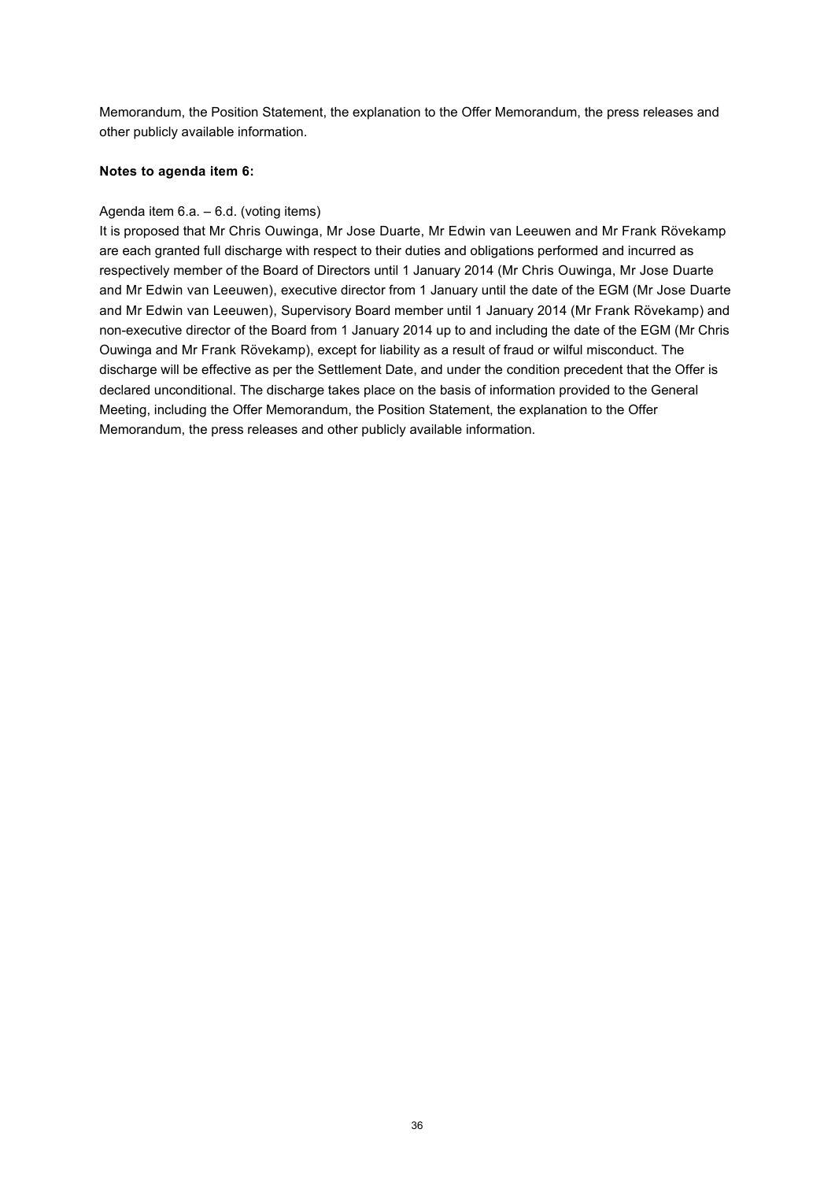Memorandum, the Position Statement, the explanation to the Offer Memorandum, the press releases and other publicly available information.

**Notes to agenda item 6:**

Agenda item 6.a. – 6.d. (voting items)

It is proposed that Mr Chris Ouwinga, Mr Jose Duarte, Mr Edwin van Leeuwen and Mr Frank Rövekamp are each granted full discharge with respect to their duties and obligations performed and incurred as respectively member of the Board of Directors until 1 January 2014 (Mr Chris Ouwinga, Mr Jose Duarte and Mr Edwin van Leeuwen), executive director from 1 January until the date of the EGM (Mr Jose Duarte and Mr Edwin van Leeuwen), Supervisory Board member until 1 January 2014 (Mr Frank Rövekamp) and non-executive director of the Board from 1 January 2014 up to and including the date of the EGM (Mr Chris Ouwinga and Mr Frank Rövekamp), except for liability as a result of fraud or wilful misconduct. The discharge will be effective as per the Settlement Date, and under the condition precedent that the Offer is declared unconditional. The discharge takes place on the basis of information provided to the General Meeting, including the Offer Memorandum, the Position Statement, the explanation to the Offer Memorandum, the press releases and other publicly available information.